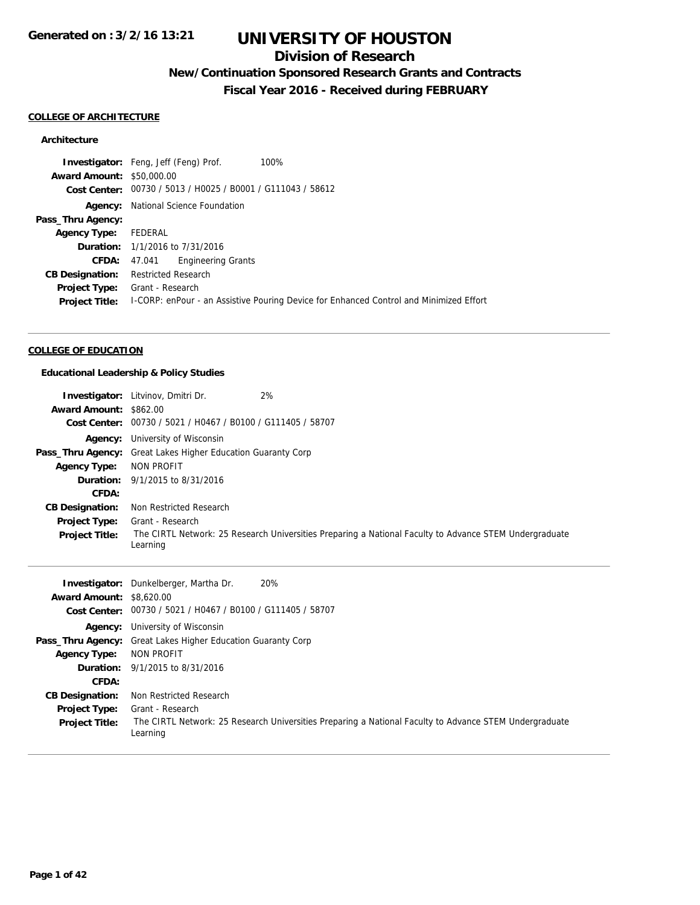# UNIVERSITY OF HOUSTON

## Division of Research

### New/Continuation Sponsored Research Grants and Contracts

### Fiscal Year 2016 - Received during FEBRUARY

Generated on : 3/2/16 13:21

**COLLEGE OF ARCHITECTURE**

**Architecture**

| | |
|---|---|
| **Investigator:** | Feng, Jeff (Feng) Prof. 100% |
| **Award Amount:** | $50,000.00 |
| **Cost Center:** | 00730 / 5013 / H0025 / B0001 / G111043 / 58612 |
| **Agency:** | National Science Foundation |
| **Pass_Thru Agency:** | |
| **Agency Type:** | FEDERAL |
| **Duration:** | 1/1/2016 to 7/31/2016 |
| **CFDA:** | 47.041 Engineering Grants |
| **CB Designation:** | Restricted Research |
| **Project Type:** | Grant - Research |
| **Project Title:** | I-CORP: enPour - an Assistive Pouring Device for Enhanced Control and Minimized Effort |

**COLLEGE OF EDUCATION**

**Educational Leadership & Policy Studies**

| | |
|---|---|
| **Investigator:** | Litvinov, Dmitri Dr. 2% |
| **Award Amount:** | $862.00 |
| **Cost Center:** | 00730 / 5021 / H0467 / B0100 / G111405 / 58707 |
| **Agency:** | University of Wisconsin |
| **Pass_Thru Agency:** | Great Lakes Higher Education Guaranty Corp |
| **Agency Type:** | NON PROFIT |
| **Duration:** | 9/1/2015 to 8/31/2016 |
| **CFDA:** | |
| **CB Designation:** | Non Restricted Research |
| **Project Type:** | Grant - Research |
| **Project Title:** | The CIRTL Network: 25 Research Universities Preparing a National Faculty to Advance STEM Undergraduate Learning |

| | |
|---|---|
| **Investigator:** | Dunkelberger, Martha Dr. 20% |
| **Award Amount:** | $8,620.00 |
| **Cost Center:** | 00730 / 5021 / H0467 / B0100 / G111405 / 58707 |
| **Agency:** | University of Wisconsin |
| **Pass_Thru Agency:** | Great Lakes Higher Education Guaranty Corp |
| **Agency Type:** | NON PROFIT |
| **Duration:** | 9/1/2015 to 8/31/2016 |
| **CFDA:** | |
| **CB Designation:** | Non Restricted Research |
| **Project Type:** | Grant - Research |
| **Project Title:** | The CIRTL Network: 25 Research Universities Preparing a National Faculty to Advance STEM Undergraduate Learning |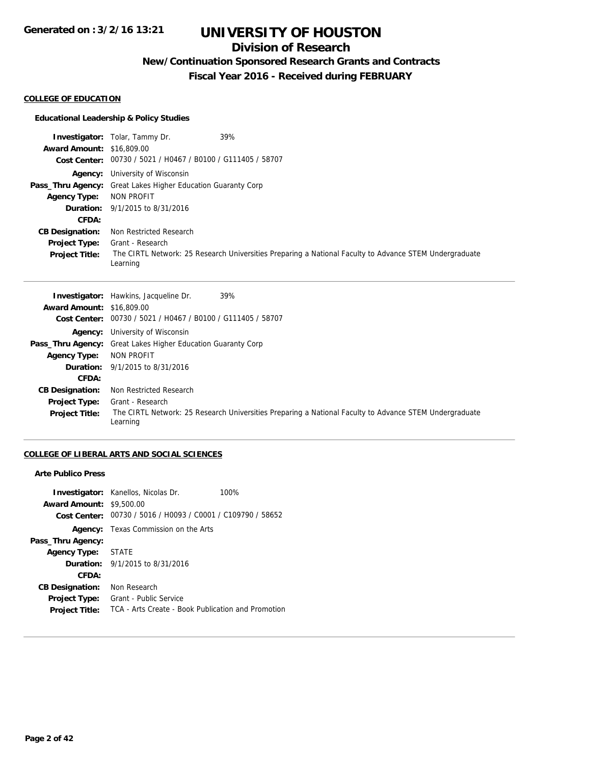## COLLEGE OF EDUCATION

### Educational Leadership & Policy Studies

**Investigator:** Tolar, Tammy Dr. 39%
**Award Amount:** $16,809.00
**Cost Center:** 00730 / 5021 / H0467 / B0100 / G111405 / 58707
**Agency:** University of Wisconsin
**Pass_Thru Agency:** Great Lakes Higher Education Guaranty Corp
**Agency Type:** NON PROFIT
**Duration:** 9/1/2015 to 8/31/2016
**CFDA:**
**CB Designation:** Non Restricted Research
**Project Type:** Grant - Research
**Project Title:** The CIRTL Network: 25 Research Universities Preparing a National Faculty to Advance STEM Undergraduate Learning

---

**Investigator:** Hawkins, Jacqueline Dr. 39%
**Award Amount:** $16,809.00
**Cost Center:** 00730 / 5021 / H0467 / B0100 / G111405 / 58707
**Agency:** University of Wisconsin
**Pass_Thru Agency:** Great Lakes Higher Education Guaranty Corp
**Agency Type:** NON PROFIT
**Duration:** 9/1/2015 to 8/31/2016
**CFDA:**
**CB Designation:** Non Restricted Research
**Project Type:** Grant - Research
**Project Title:** The CIRTL Network: 25 Research Universities Preparing a National Faculty to Advance STEM Undergraduate Learning

---

## COLLEGE OF LIBERAL ARTS AND SOCIAL SCIENCES

### Arte Publico Press

**Investigator:** Kanellos, Nicolas Dr. 100%
**Award Amount:** $9,500.00
**Cost Center:** 00730 / 5016 / H0093 / C0001 / C109790 / 58652
**Agency:** Texas Commission on the Arts
**Pass_Thru Agency:**
**Agency Type:** STATE
**Duration:** 9/1/2015 to 8/31/2016
**CFDA:**
**CB Designation:** Non Research
**Project Type:** Grant - Public Service
**Project Title:** TCA - Arts Create - Book Publication and Promotion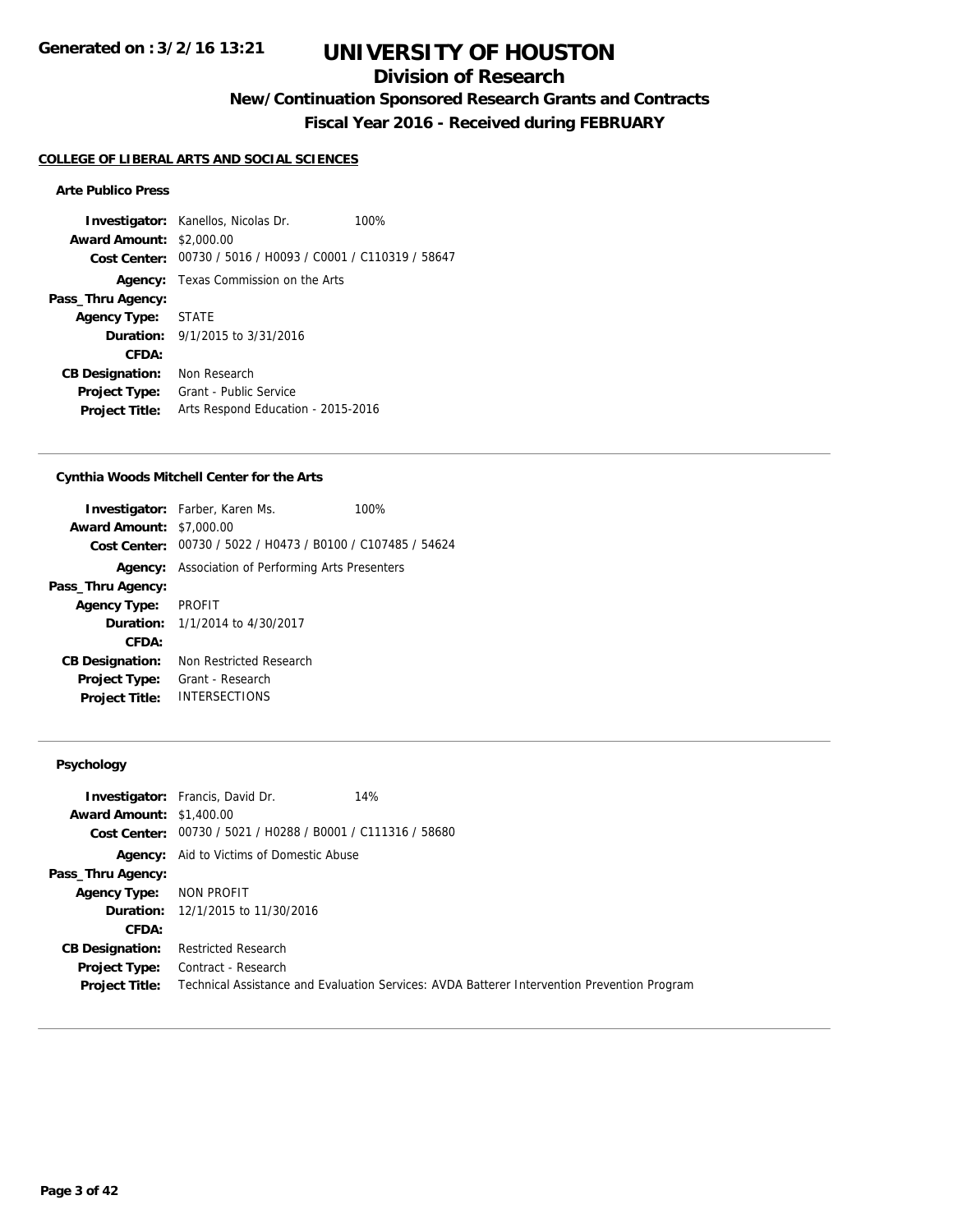# UNIVERSITY OF HOUSTON

## Division of Research

### New/Continuation Sponsored Research Grants and Contracts

### Fiscal Year 2016 - Received during FEBRUARY

**COLLEGE OF LIBERAL ARTS AND SOCIAL SCIENCES**

#### Arte Publico Press

**Investigator:** Kanellos, Nicolas Dr. 100%
**Award Amount:** $2,000.00
**Cost Center:** 00730 / 5016 / H0093 / C0001 / C110319 / 58647
**Agency:** Texas Commission on the Arts
**Pass_Thru Agency:**
**Agency Type:** STATE
**Duration:** 9/1/2015 to 3/31/2016
**CFDA:**
**CB Designation:** Non Research
**Project Type:** Grant - Public Service
**Project Title:** Arts Respond Education - 2015-2016

---

#### Cynthia Woods Mitchell Center for the Arts

**Investigator:** Farber, Karen Ms. 100%
**Award Amount:** $7,000.00
**Cost Center:** 00730 / 5022 / H0473 / B0100 / C107485 / 54624
**Agency:** Association of Performing Arts Presenters
**Pass_Thru Agency:**
**Agency Type:** PROFIT
**Duration:** 1/1/2014 to 4/30/2017
**CFDA:**
**CB Designation:** Non Restricted Research
**Project Type:** Grant - Research
**Project Title:** INTERSECTIONS

---

#### Psychology

**Investigator:** Francis, David Dr. 14%
**Award Amount:** $1,400.00
**Cost Center:** 00730 / 5021 / H0288 / B0001 / C111316 / 58680
**Agency:** Aid to Victims of Domestic Abuse
**Pass_Thru Agency:**
**Agency Type:** NON PROFIT
**Duration:** 12/1/2015 to 11/30/2016
**CFDA:**
**CB Designation:** Restricted Research
**Project Type:** Contract - Research
**Project Title:** Technical Assistance and Evaluation Services: AVDA Batterer Intervention Prevention Program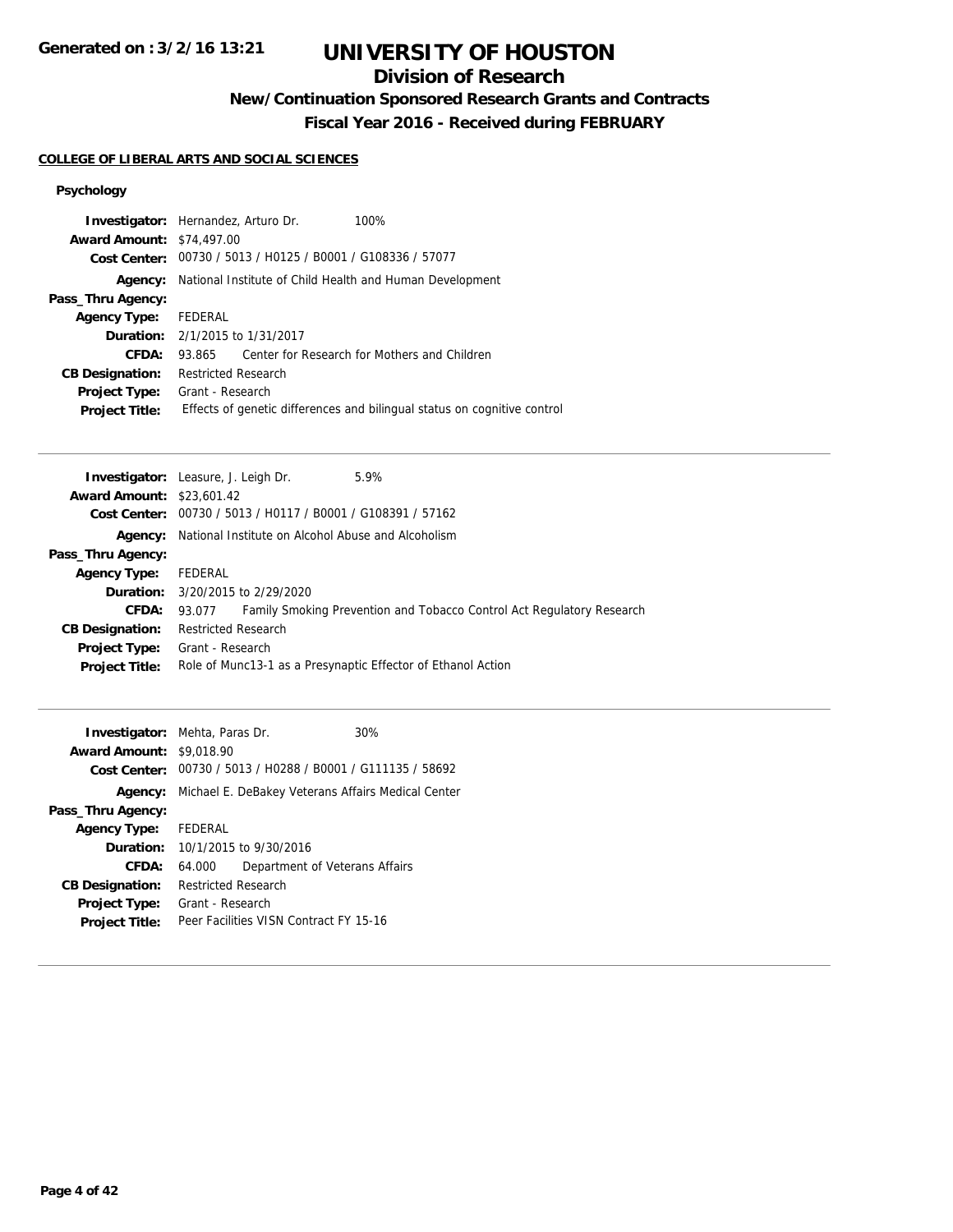# UNIVERSITY OF HOUSTON

## Division of Research

### New/Continuation Sponsored Research Grants and Contracts

### Fiscal Year 2016 - Received during FEBRUARY

**COLLEGE OF LIBERAL ARTS AND SOCIAL SCIENCES**

#### Psychology

**Investigator:** Hernandez, Arturo Dr. 100%
**Award Amount:** $74,497.00
**Cost Center:** 00730 / 5013 / H0125 / B0001 / G108336 / 57077
**Agency:** National Institute of Child Health and Human Development
**Pass_Thru Agency:**
**Agency Type:** FEDERAL
**Duration:** 2/1/2015 to 1/31/2017
**CFDA:** 93.865 Center for Research for Mothers and Children
**CB Designation:** Restricted Research
**Project Type:** Grant - Research
**Project Title:** Effects of genetic differences and bilingual status on cognitive control

---

**Investigator:** Leasure, J. Leigh Dr. 5.9%
**Award Amount:** $23,601.42
**Cost Center:** 00730 / 5013 / H0117 / B0001 / G108391 / 57162
**Agency:** National Institute on Alcohol Abuse and Alcoholism
**Pass_Thru Agency:**
**Agency Type:** FEDERAL
**Duration:** 3/20/2015 to 2/29/2020
**CFDA:** 93.077 Family Smoking Prevention and Tobacco Control Act Regulatory Research
**CB Designation:** Restricted Research
**Project Type:** Grant - Research
**Project Title:** Role of Munc13-1 as a Presynaptic Effector of Ethanol Action

---

**Investigator:** Mehta, Paras Dr. 30%
**Award Amount:** $9,018.90
**Cost Center:** 00730 / 5013 / H0288 / B0001 / G111135 / 58692
**Agency:** Michael E. DeBakey Veterans Affairs Medical Center
**Pass_Thru Agency:**
**Agency Type:** FEDERAL
**Duration:** 10/1/2015 to 9/30/2016
**CFDA:** 64.000 Department of Veterans Affairs
**CB Designation:** Restricted Research
**Project Type:** Grant - Research
**Project Title:** Peer Facilities VISN Contract FY 15-16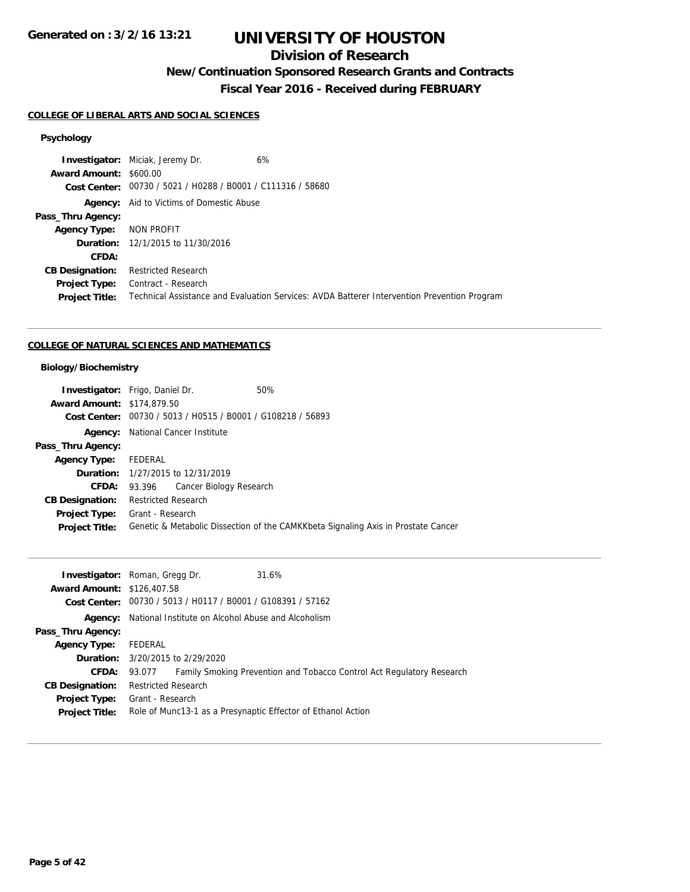**Generated on : 3/2/16 13:21**

# UNIVERSITY OF HOUSTON

## Division of Research

### New/Continuation Sponsored Research Grants and Contracts

### Fiscal Year 2016 - Received during FEBRUARY

#### COLLEGE OF LIBERAL ARTS AND SOCIAL SCIENCES

##### Psychology

**Investigator:** Miciak, Jeremy Dr. 6%
**Award Amount:** $600.00
**Cost Center:** 00730 / 5021 / H0288 / B0001 / C111316 / 58680
**Agency:** Aid to Victims of Domestic Abuse
**Pass_Thru Agency:**
**Agency Type:** NON PROFIT
**Duration:** 12/1/2015 to 11/30/2016
**CFDA:**
**CB Designation:** Restricted Research
**Project Type:** Contract - Research
**Project Title:** Technical Assistance and Evaluation Services: AVDA Batterer Intervention Prevention Program

---

#### COLLEGE OF NATURAL SCIENCES AND MATHEMATICS

##### Biology/Biochemistry

**Investigator:** Frigo, Daniel Dr. 50%
**Award Amount:** $174,879.50
**Cost Center:** 00730 / 5013 / H0515 / B0001 / G108218 / 56893
**Agency:** National Cancer Institute
**Pass_Thru Agency:**
**Agency Type:** FEDERAL
**Duration:** 1/27/2015 to 12/31/2019
**CFDA:** 93.396 Cancer Biology Research
**CB Designation:** Restricted Research
**Project Type:** Grant - Research
**Project Title:** Genetic & Metabolic Dissection of the CAMKKbeta Signaling Axis in Prostate Cancer

---

**Investigator:** Roman, Gregg Dr. 31.6%
**Award Amount:** $126,407.58
**Cost Center:** 00730 / 5013 / H0117 / B0001 / G108391 / 57162
**Agency:** National Institute on Alcohol Abuse and Alcoholism
**Pass_Thru Agency:**
**Agency Type:** FEDERAL
**Duration:** 3/20/2015 to 2/29/2020
**CFDA:** 93.077 Family Smoking Prevention and Tobacco Control Act Regulatory Research
**CB Designation:** Restricted Research
**Project Type:** Grant - Research
**Project Title:** Role of Munc13-1 as a Presynaptic Effector of Ethanol Action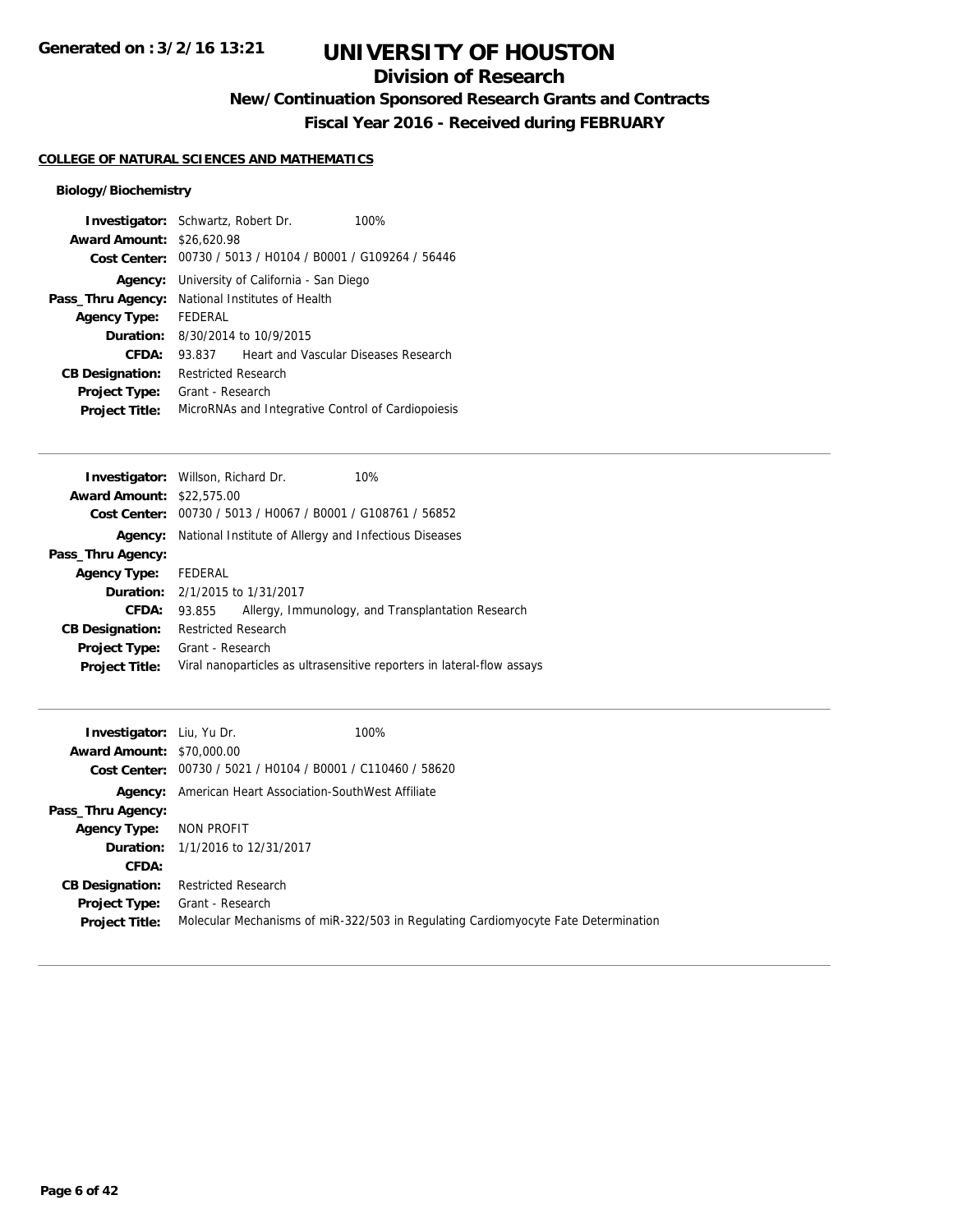# UNIVERSITY OF HOUSTON

## Division of Research

### New/Continuation Sponsored Research Grants and Contracts

### Fiscal Year 2016 - Received during FEBRUARY

Generated on : 3/2/16 13:21

**COLLEGE OF NATURAL SCIENCES AND MATHEMATICS**

**Biology/Biochemistry**

**Investigator:** Schwartz, Robert Dr. 100%
**Award Amount:** $26,620.98
**Cost Center:** 00730 / 5013 / H0104 / B0001 / G109264 / 56446
**Agency:** University of California - San Diego
**Pass_Thru Agency:** National Institutes of Health
**Agency Type:** FEDERAL
**Duration:** 8/30/2014 to 10/9/2015
**CFDA:** 93.837 Heart and Vascular Diseases Research
**CB Designation:** Restricted Research
**Project Type:** Grant - Research
**Project Title:** MicroRNAs and Integrative Control of Cardiopoiesis

---

**Investigator:** Willson, Richard Dr. 10%
**Award Amount:** $22,575.00
**Cost Center:** 00730 / 5013 / H0067 / B0001 / G108761 / 56852
**Agency:** National Institute of Allergy and Infectious Diseases
**Pass_Thru Agency:**
**Agency Type:** FEDERAL
**Duration:** 2/1/2015 to 1/31/2017
**CFDA:** 93.855 Allergy, Immunology, and Transplantation Research
**CB Designation:** Restricted Research
**Project Type:** Grant - Research
**Project Title:** Viral nanoparticles as ultrasensitive reporters in lateral-flow assays

---

**Investigator:** Liu, Yu Dr. 100%
**Award Amount:** $70,000.00
**Cost Center:** 00730 / 5021 / H0104 / B0001 / C110460 / 58620
**Agency:** American Heart Association-SouthWest Affiliate
**Pass_Thru Agency:**
**Agency Type:** NON PROFIT
**Duration:** 1/1/2016 to 12/31/2017
**CFDA:**
**CB Designation:** Restricted Research
**Project Type:** Grant - Research
**Project Title:** Molecular Mechanisms of miR-322/503 in Regulating Cardiomyocyte Fate Determination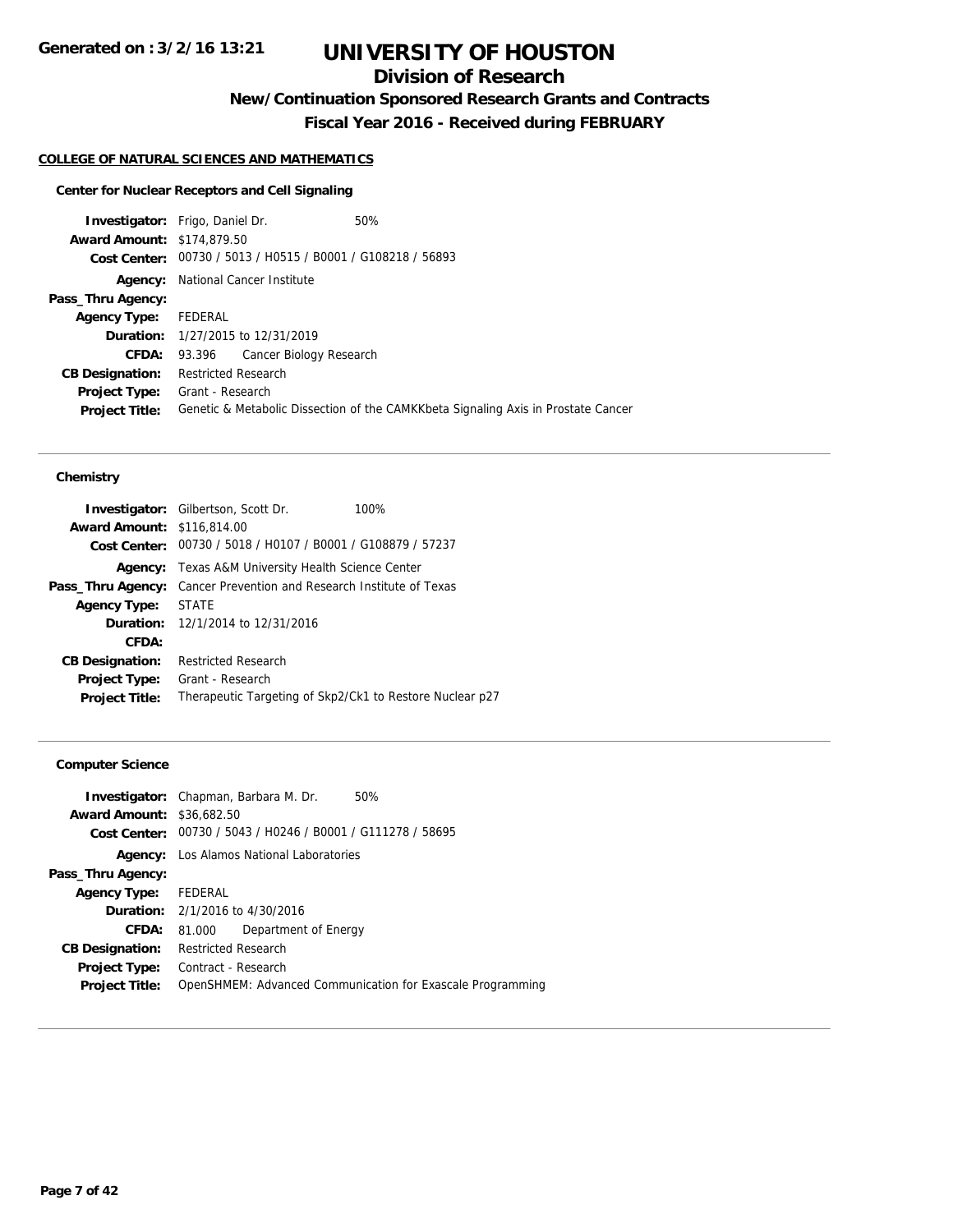# UNIVERSITY OF HOUSTON

## Division of Research

### New/Continuation Sponsored Research Grants and Contracts

### Fiscal Year 2016 - Received during FEBRUARY

Generated on : 3/2/16 13:21

**COLLEGE OF NATURAL SCIENCES AND MATHEMATICS**

**Center for Nuclear Receptors and Cell Signaling**

**Investigator:** Frigo, Daniel Dr. 50%
**Award Amount:** $174,879.50
**Cost Center:** 00730 / 5013 / H0515 / B0001 / G108218 / 56893
**Agency:** National Cancer Institute
**Pass_Thru Agency:**
**Agency Type:** FEDERAL
**Duration:** 1/27/2015 to 12/31/2019
**CFDA:** 93.396 Cancer Biology Research
**CB Designation:** Restricted Research
**Project Type:** Grant - Research
**Project Title:** Genetic & Metabolic Dissection of the CAMKKbeta Signaling Axis in Prostate Cancer

---

**Chemistry**

**Investigator:** Gilbertson, Scott Dr. 100%
**Award Amount:** $116,814.00
**Cost Center:** 00730 / 5018 / H0107 / B0001 / G108879 / 57237
**Agency:** Texas A&M University Health Science Center
**Pass_Thru Agency:** Cancer Prevention and Research Institute of Texas
**Agency Type:** STATE
**Duration:** 12/1/2014 to 12/31/2016
**CFDA:**
**CB Designation:** Restricted Research
**Project Type:** Grant - Research
**Project Title:** Therapeutic Targeting of Skp2/Ck1 to Restore Nuclear p27

---

**Computer Science**

**Investigator:** Chapman, Barbara M. Dr. 50%
**Award Amount:** $36,682.50
**Cost Center:** 00730 / 5043 / H0246 / B0001 / G111278 / 58695
**Agency:** Los Alamos National Laboratories
**Pass_Thru Agency:**
**Agency Type:** FEDERAL
**Duration:** 2/1/2016 to 4/30/2016
**CFDA:** 81.000 Department of Energy
**CB Designation:** Restricted Research
**Project Type:** Contract - Research
**Project Title:** OpenSHMEM: Advanced Communication for Exascale Programming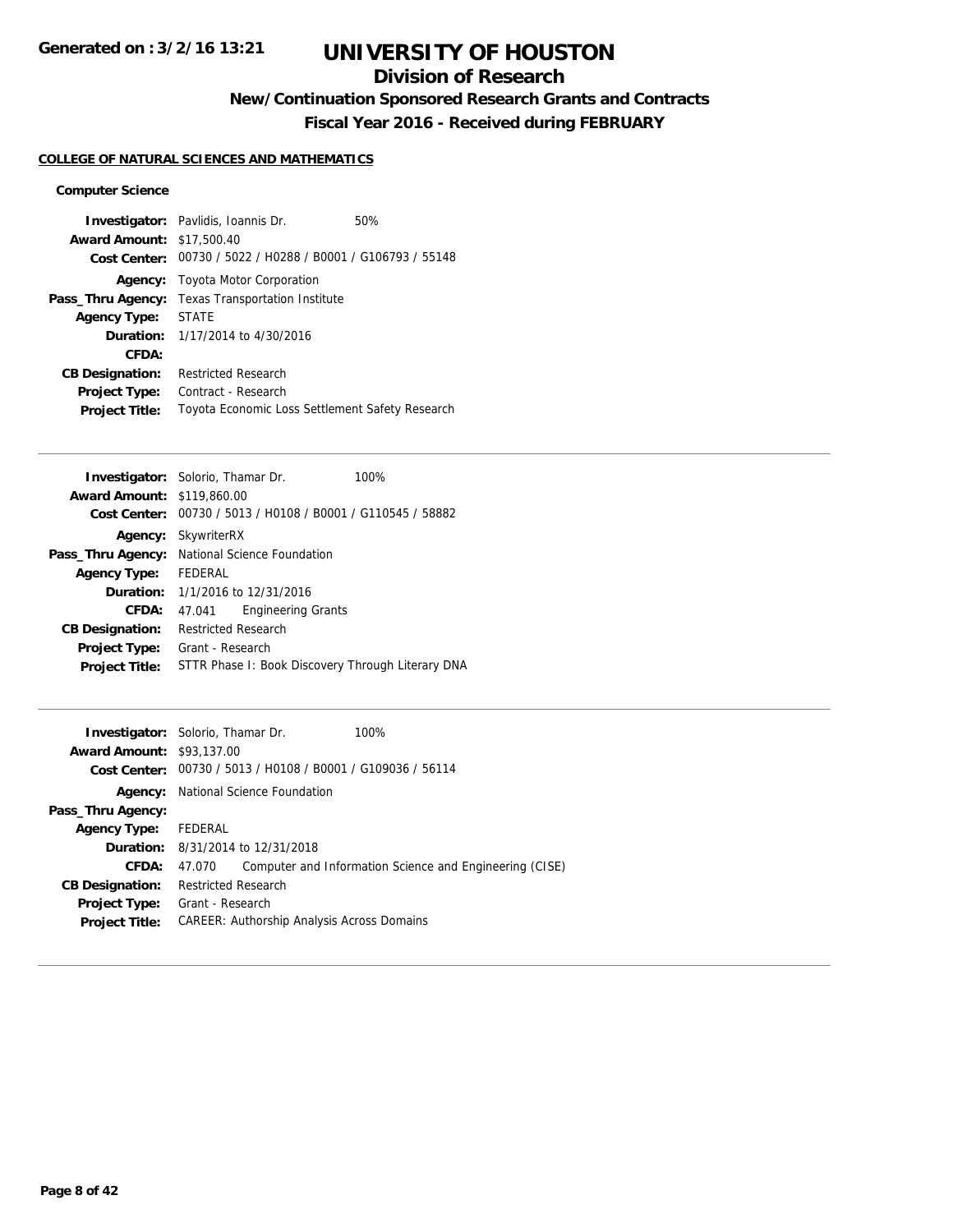# UNIVERSITY OF HOUSTON

## Division of Research

### New/Continuation Sponsored Research Grants and Contracts

### Fiscal Year 2016 - Received during FEBRUARY

**COLLEGE OF NATURAL SCIENCES AND MATHEMATICS**

**Computer Science**

| | |
|---|---|
| **Investigator:** | Pavlidis, Ioannis Dr. 50% |
| **Award Amount:** | $17,500.40 |
| **Cost Center:** | 00730 / 5022 / H0288 / B0001 / G106793 / 55148 |
| **Agency:** | Toyota Motor Corporation |
| **Pass_Thru Agency:** | Texas Transportation Institute |
| **Agency Type:** | STATE |
| **Duration:** | 1/17/2014 to 4/30/2016 |
| **CFDA:** | |
| **CB Designation:** | Restricted Research |
| **Project Type:** | Contract - Research |
| **Project Title:** | Toyota Economic Loss Settlement Safety Research |

---

| | |
|---|---|
| **Investigator:** | Solorio, Thamar Dr. 100% |
| **Award Amount:** | $119,860.00 |
| **Cost Center:** | 00730 / 5013 / H0108 / B0001 / G110545 / 58882 |
| **Agency:** | SkywriterRX |
| **Pass_Thru Agency:** | National Science Foundation |
| **Agency Type:** | FEDERAL |
| **Duration:** | 1/1/2016 to 12/31/2016 |
| **CFDA:** | 47.041 Engineering Grants |
| **CB Designation:** | Restricted Research |
| **Project Type:** | Grant - Research |
| **Project Title:** | STTR Phase I: Book Discovery Through Literary DNA |

---

| | |
|---|---|
| **Investigator:** | Solorio, Thamar Dr. 100% |
| **Award Amount:** | $93,137.00 |
| **Cost Center:** | 00730 / 5013 / H0108 / B0001 / G109036 / 56114 |
| **Agency:** | National Science Foundation |
| **Pass_Thru Agency:** | |
| **Agency Type:** | FEDERAL |
| **Duration:** | 8/31/2014 to 12/31/2018 |
| **CFDA:** | 47.070 Computer and Information Science and Engineering (CISE) |
| **CB Designation:** | Restricted Research |
| **Project Type:** | Grant - Research |
| **Project Title:** | CAREER: Authorship Analysis Across Domains |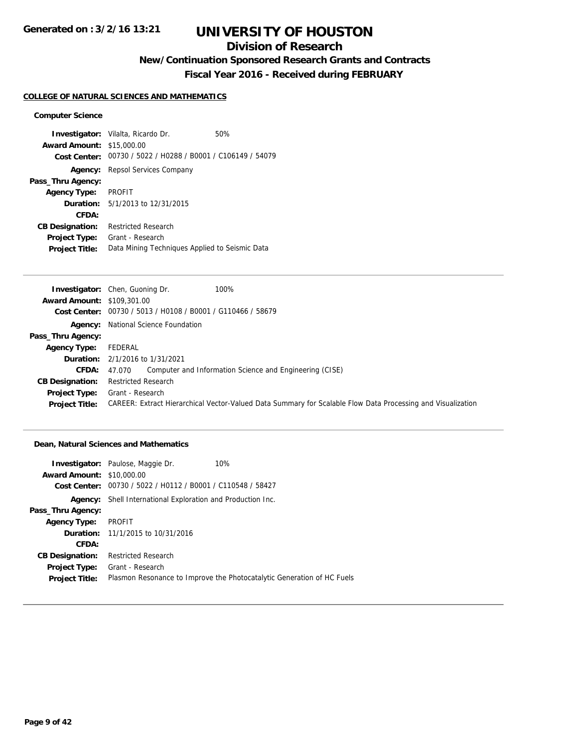# UNIVERSITY OF HOUSTON

## Division of Research

### New/Continuation Sponsored Research Grants and Contracts

### Fiscal Year 2016 - Received during FEBRUARY

Generated on : 3/2/16 13:21

**COLLEGE OF NATURAL SCIENCES AND MATHEMATICS**

**Computer Science**

**Investigator:** Vilalta, Ricardo Dr. 50%
**Award Amount:** $15,000.00
**Cost Center:** 00730 / 5022 / H0288 / B0001 / C106149 / 54079
**Agency:** Repsol Services Company
**Pass_Thru Agency:**
**Agency Type:** PROFIT
**Duration:** 5/1/2013 to 12/31/2015
**CFDA:**
**CB Designation:** Restricted Research
**Project Type:** Grant - Research
**Project Title:** Data Mining Techniques Applied to Seismic Data

---

**Investigator:** Chen, Guoning Dr. 100%
**Award Amount:** $109,301.00
**Cost Center:** 00730 / 5013 / H0108 / B0001 / G110466 / 58679
**Agency:** National Science Foundation
**Pass_Thru Agency:**
**Agency Type:** FEDERAL
**Duration:** 2/1/2016 to 1/31/2021
**CFDA:** 47.070 Computer and Information Science and Engineering (CISE)
**CB Designation:** Restricted Research
**Project Type:** Grant - Research
**Project Title:** CAREER: Extract Hierarchical Vector-Valued Data Summary for Scalable Flow Data Processing and Visualization

---

**Dean, Natural Sciences and Mathematics**

**Investigator:** Paulose, Maggie Dr. 10%
**Award Amount:** $10,000.00
**Cost Center:** 00730 / 5022 / H0112 / B0001 / C110548 / 58427
**Agency:** Shell International Exploration and Production Inc.
**Pass_Thru Agency:**
**Agency Type:** PROFIT
**Duration:** 11/1/2015 to 10/31/2016
**CFDA:**
**CB Designation:** Restricted Research
**Project Type:** Grant - Research
**Project Title:** Plasmon Resonance to Improve the Photocatalytic Generation of HC Fuels

---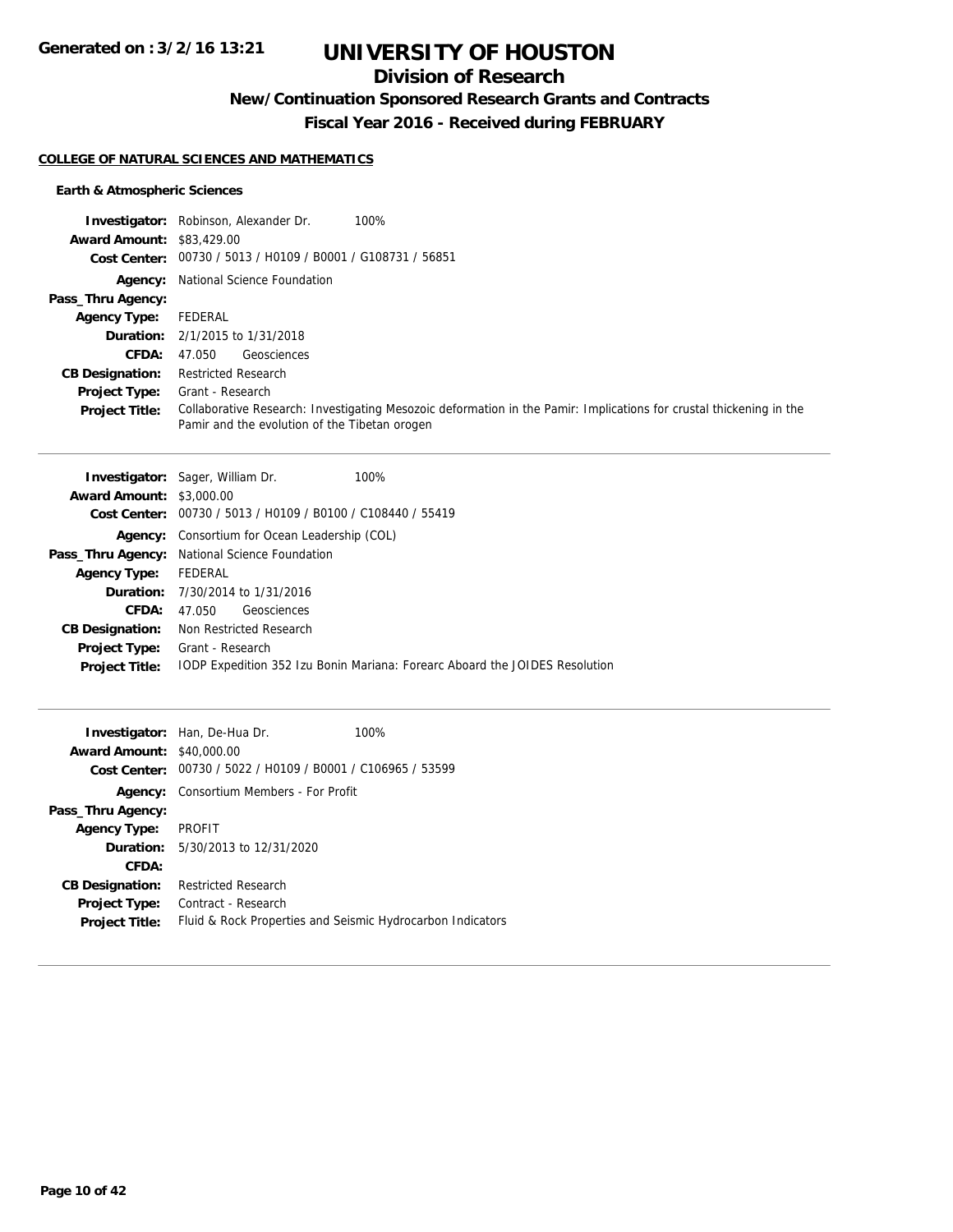# UNIVERSITY OF HOUSTON

## Division of Research

### New/Continuation Sponsored Research Grants and Contracts

### Fiscal Year 2016 - Received during FEBRUARY

**COLLEGE OF NATURAL SCIENCES AND MATHEMATICS**

**Earth & Atmospheric Sciences**

**Investigator:** Robinson, Alexander Dr. 100%
**Award Amount:** $83,429.00
**Cost Center:** 00730 / 5013 / H0109 / B0001 / G108731 / 56851
**Agency:** National Science Foundation
**Pass_Thru Agency:**
**Agency Type:** FEDERAL
**Duration:** 2/1/2015 to 1/31/2018
**CFDA:** 47.050 Geosciences
**CB Designation:** Restricted Research
**Project Type:** Grant - Research
**Project Title:** Collaborative Research: Investigating Mesozoic deformation in the Pamir: Implications for crustal thickening in the Pamir and the evolution of the Tibetan orogen

---

**Investigator:** Sager, William Dr. 100%
**Award Amount:** $3,000.00
**Cost Center:** 00730 / 5013 / H0109 / B0100 / C108440 / 55419
**Agency:** Consortium for Ocean Leadership (COL)
**Pass_Thru Agency:** National Science Foundation
**Agency Type:** FEDERAL
**Duration:** 7/30/2014 to 1/31/2016
**CFDA:** 47.050 Geosciences
**CB Designation:** Non Restricted Research
**Project Type:** Grant - Research
**Project Title:** IODP Expedition 352 Izu Bonin Mariana: Forearc Aboard the JOIDES Resolution

---

**Investigator:** Han, De-Hua Dr. 100%
**Award Amount:** $40,000.00
**Cost Center:** 00730 / 5022 / H0109 / B0001 / C106965 / 53599
**Agency:** Consortium Members - For Profit
**Pass_Thru Agency:**
**Agency Type:** PROFIT
**Duration:** 5/30/2013 to 12/31/2020
**CFDA:**
**CB Designation:** Restricted Research
**Project Type:** Contract - Research
**Project Title:** Fluid & Rock Properties and Seismic Hydrocarbon Indicators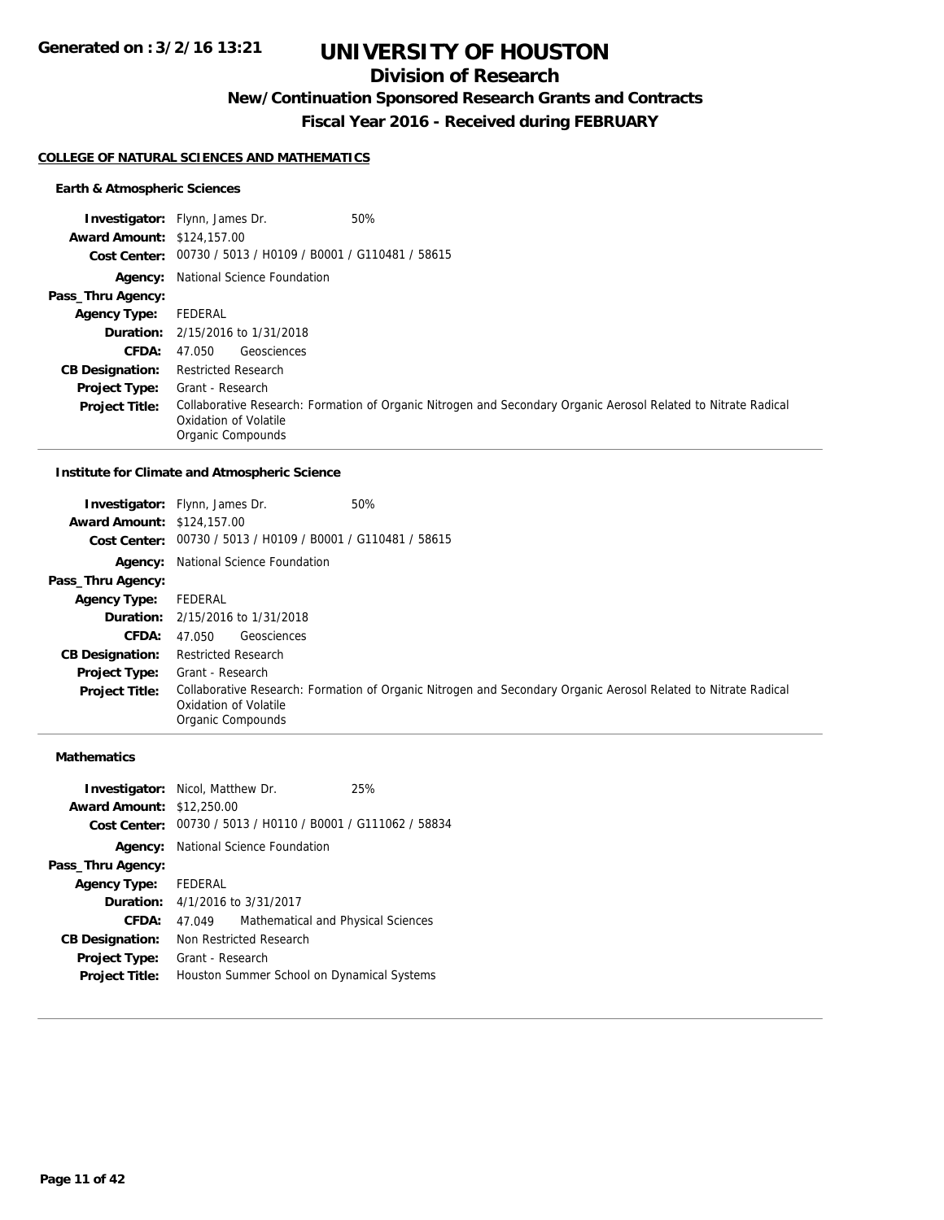# UNIVERSITY OF HOUSTON

## Division of Research

### New/Continuation Sponsored Research Grants and Contracts

### Fiscal Year 2016 - Received during FEBRUARY

**COLLEGE OF NATURAL SCIENCES AND MATHEMATICS**

#### Earth & Atmospheric Sciences

**Investigator:** Flynn, James Dr. 50%
**Award Amount:** $124,157.00
**Cost Center:** 00730 / 5013 / H0109 / B0001 / G110481 / 58615
**Agency:** National Science Foundation
**Pass_Thru Agency:**
**Agency Type:** FEDERAL
**Duration:** 2/15/2016 to 1/31/2018
**CFDA:** 47.050 Geosciences
**CB Designation:** Restricted Research
**Project Type:** Grant - Research
**Project Title:** Collaborative Research: Formation of Organic Nitrogen and Secondary Organic Aerosol Related to Nitrate Radical Oxidation of Volatile Organic Compounds

#### Institute for Climate and Atmospheric Science

**Investigator:** Flynn, James Dr. 50%
**Award Amount:** $124,157.00
**Cost Center:** 00730 / 5013 / H0109 / B0001 / G110481 / 58615
**Agency:** National Science Foundation
**Pass_Thru Agency:**
**Agency Type:** FEDERAL
**Duration:** 2/15/2016 to 1/31/2018
**CFDA:** 47.050 Geosciences
**CB Designation:** Restricted Research
**Project Type:** Grant - Research
**Project Title:** Collaborative Research: Formation of Organic Nitrogen and Secondary Organic Aerosol Related to Nitrate Radical Oxidation of Volatile Organic Compounds

#### Mathematics

**Investigator:** Nicol, Matthew Dr. 25%
**Award Amount:** $12,250.00
**Cost Center:** 00730 / 5013 / H0110 / B0001 / G111062 / 58834
**Agency:** National Science Foundation
**Pass_Thru Agency:**
**Agency Type:** FEDERAL
**Duration:** 4/1/2016 to 3/31/2017
**CFDA:** 47.049 Mathematical and Physical Sciences
**CB Designation:** Non Restricted Research
**Project Type:** Grant - Research
**Project Title:** Houston Summer School on Dynamical Systems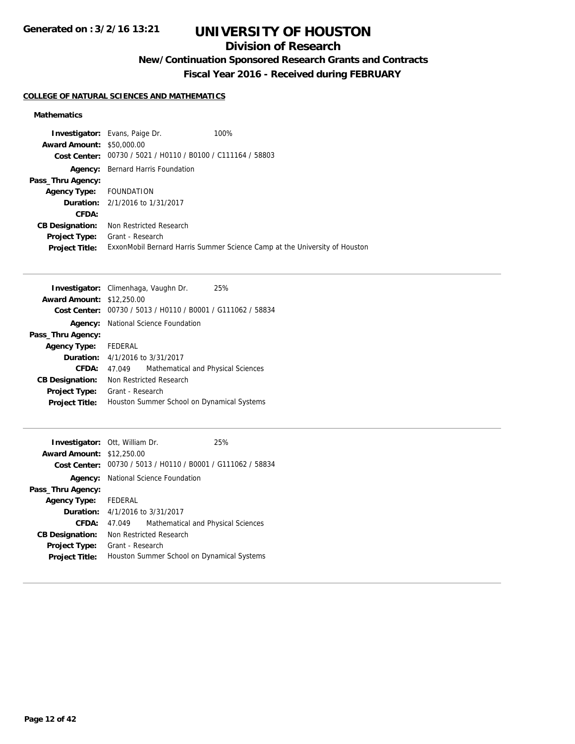# UNIVERSITY OF HOUSTON

## Division of Research

### New/Continuation Sponsored Research Grants and Contracts

### Fiscal Year 2016 - Received during FEBRUARY

**COLLEGE OF NATURAL SCIENCES AND MATHEMATICS**

**Mathematics**

**Investigator:** Evans, Paige Dr. 100%
**Award Amount:** $50,000.00
**Cost Center:** 00730 / 5021 / H0110 / B0100 / C111164 / 58803
**Agency:** Bernard Harris Foundation
**Pass_Thru Agency:**
**Agency Type:** FOUNDATION
**Duration:** 2/1/2016 to 1/31/2017
**CFDA:**
**CB Designation:** Non Restricted Research
**Project Type:** Grant - Research
**Project Title:** ExxonMobil Bernard Harris Summer Science Camp at the University of Houston

---

**Investigator:** Climenhaga, Vaughn Dr. 25%
**Award Amount:** $12,250.00
**Cost Center:** 00730 / 5013 / H0110 / B0001 / G111062 / 58834
**Agency:** National Science Foundation
**Pass_Thru Agency:**
**Agency Type:** FEDERAL
**Duration:** 4/1/2016 to 3/31/2017
**CFDA:** 47.049 Mathematical and Physical Sciences
**CB Designation:** Non Restricted Research
**Project Type:** Grant - Research
**Project Title:** Houston Summer School on Dynamical Systems

---

**Investigator:** Ott, William Dr. 25%
**Award Amount:** $12,250.00
**Cost Center:** 00730 / 5013 / H0110 / B0001 / G111062 / 58834
**Agency:** National Science Foundation
**Pass_Thru Agency:**
**Agency Type:** FEDERAL
**Duration:** 4/1/2016 to 3/31/2017
**CFDA:** 47.049 Mathematical and Physical Sciences
**CB Designation:** Non Restricted Research
**Project Type:** Grant - Research
**Project Title:** Houston Summer School on Dynamical Systems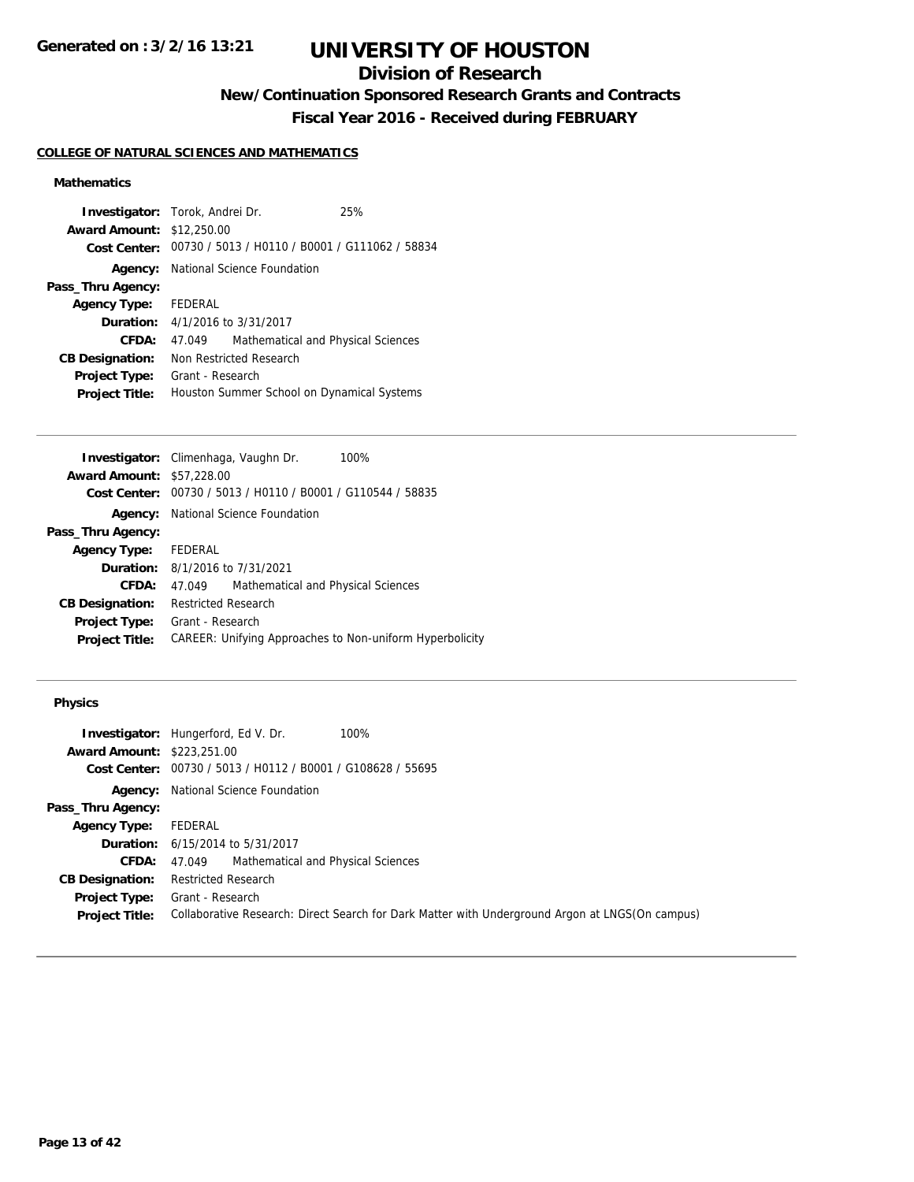# UNIVERSITY OF HOUSTON

## Division of Research

### New/Continuation Sponsored Research Grants and Contracts

### Fiscal Year 2016 - Received during FEBRUARY

Generated on : 3/2/16 13:21

#### COLLEGE OF NATURAL SCIENCES AND MATHEMATICS

**Mathematics**

**Investigator:** Torok, Andrei Dr. 25%
**Award Amount:** $12,250.00
**Cost Center:** 00730 / 5013 / H0110 / B0001 / G111062 / 58834
**Agency:** National Science Foundation
**Pass_Thru Agency:**
**Agency Type:** FEDERAL
**Duration:** 4/1/2016 to 3/31/2017
**CFDA:** 47.049 Mathematical and Physical Sciences
**CB Designation:** Non Restricted Research
**Project Type:** Grant - Research
**Project Title:** Houston Summer School on Dynamical Systems

---

**Investigator:** Climenhaga, Vaughn Dr. 100%
**Award Amount:** $57,228.00
**Cost Center:** 00730 / 5013 / H0110 / B0001 / G110544 / 58835
**Agency:** National Science Foundation
**Pass_Thru Agency:**
**Agency Type:** FEDERAL
**Duration:** 8/1/2016 to 7/31/2021
**CFDA:** 47.049 Mathematical and Physical Sciences
**CB Designation:** Restricted Research
**Project Type:** Grant - Research
**Project Title:** CAREER: Unifying Approaches to Non-uniform Hyperbolicity

---

**Physics**

**Investigator:** Hungerford, Ed V. Dr. 100%
**Award Amount:** $223,251.00
**Cost Center:** 00730 / 5013 / H0112 / B0001 / G108628 / 55695
**Agency:** National Science Foundation
**Pass_Thru Agency:**
**Agency Type:** FEDERAL
**Duration:** 6/15/2014 to 5/31/2017
**CFDA:** 47.049 Mathematical and Physical Sciences
**CB Designation:** Restricted Research
**Project Type:** Grant - Research
**Project Title:** Collaborative Research: Direct Search for Dark Matter with Underground Argon at LNGS(On campus)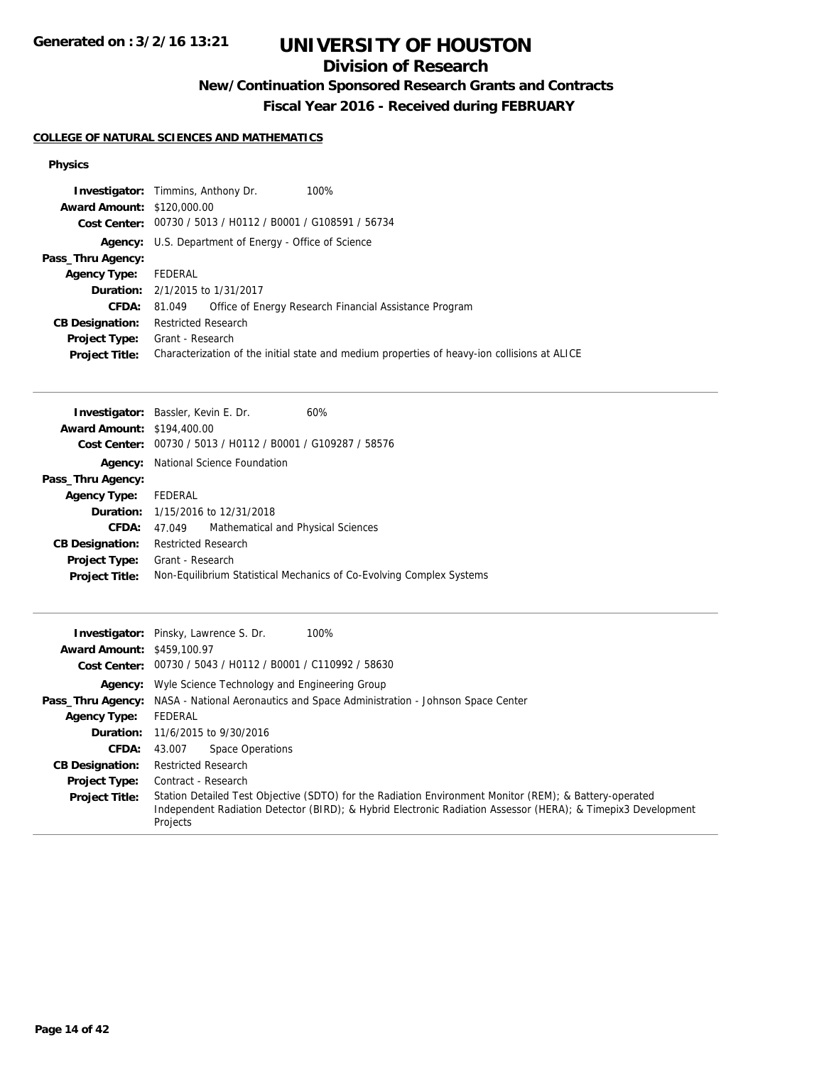# UNIVERSITY OF HOUSTON

## Division of Research

### New/Continuation Sponsored Research Grants and Contracts

### Fiscal Year 2016 - Received during FEBRUARY

Generated on : 3/2/16 13:21

**COLLEGE OF NATURAL SCIENCES AND MATHEMATICS**

**Physics**

**Investigator:** Timmins, Anthony Dr. 100%
**Award Amount:** $120,000.00
**Cost Center:** 00730 / 5013 / H0112 / B0001 / G108591 / 56734
**Agency:** U.S. Department of Energy - Office of Science
**Pass_Thru Agency:**
**Agency Type:** FEDERAL
**Duration:** 2/1/2015 to 1/31/2017
**CFDA:** 81.049 Office of Energy Research Financial Assistance Program
**CB Designation:** Restricted Research
**Project Type:** Grant - Research
**Project Title:** Characterization of the initial state and medium properties of heavy-ion collisions at ALICE

---

**Investigator:** Bassler, Kevin E. Dr. 60%
**Award Amount:** $194,400.00
**Cost Center:** 00730 / 5013 / H0112 / B0001 / G109287 / 58576
**Agency:** National Science Foundation
**Pass_Thru Agency:**
**Agency Type:** FEDERAL
**Duration:** 1/15/2016 to 12/31/2018
**CFDA:** 47.049 Mathematical and Physical Sciences
**CB Designation:** Restricted Research
**Project Type:** Grant - Research
**Project Title:** Non-Equilibrium Statistical Mechanics of Co-Evolving Complex Systems

---

**Investigator:** Pinsky, Lawrence S. Dr. 100%
**Award Amount:** $459,100.97
**Cost Center:** 00730 / 5043 / H0112 / B0001 / C110992 / 58630
**Agency:** Wyle Science Technology and Engineering Group
**Pass_Thru Agency:** NASA - National Aeronautics and Space Administration - Johnson Space Center
**Agency Type:** FEDERAL
**Duration:** 11/6/2015 to 9/30/2016
**CFDA:** 43.007 Space Operations
**CB Designation:** Restricted Research
**Project Type:** Contract - Research
**Project Title:** Station Detailed Test Objective (SDTO) for the Radiation Environment Monitor (REM); & Battery-operated Independent Radiation Detector (BIRD); & Hybrid Electronic Radiation Assessor (HERA); & Timepix3 Development Projects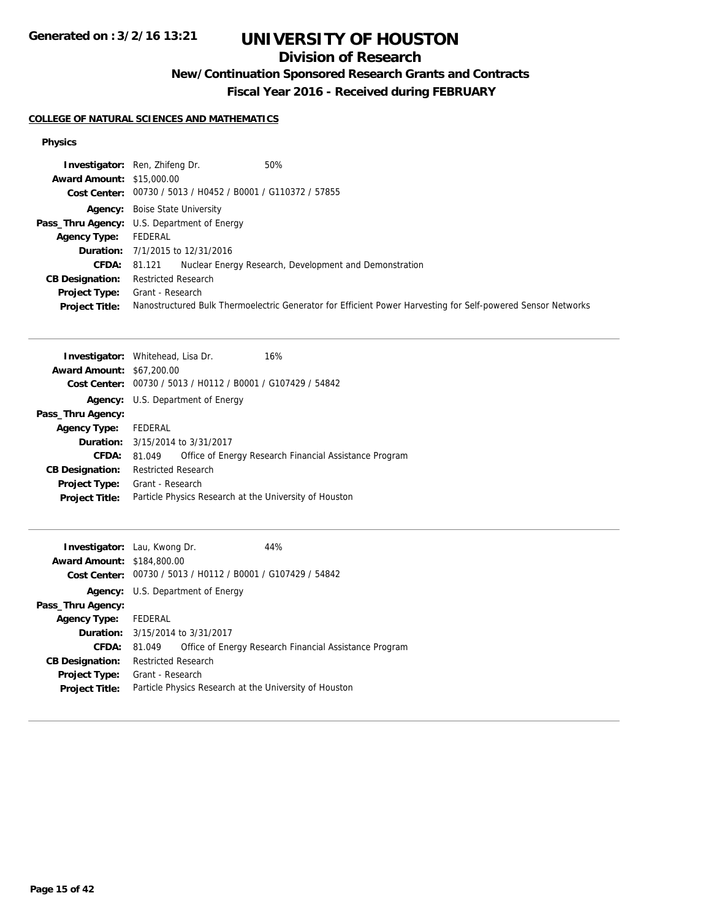# UNIVERSITY OF HOUSTON

## Division of Research

### New/Continuation Sponsored Research Grants and Contracts

### Fiscal Year 2016 - Received during FEBRUARY

#### COLLEGE OF NATURAL SCIENCES AND MATHEMATICS

**Physics**

**Investigator:** Ren, Zhifeng Dr. 50%
**Award Amount:** $15,000.00
**Cost Center:** 00730 / 5013 / H0452 / B0001 / G110372 / 57855
**Agency:** Boise State University
**Pass_Thru Agency:** U.S. Department of Energy
**Agency Type:** FEDERAL
**Duration:** 7/1/2015 to 12/31/2016
**CFDA:** 81.121 Nuclear Energy Research, Development and Demonstration
**CB Designation:** Restricted Research
**Project Type:** Grant - Research
**Project Title:** Nanostructured Bulk Thermoelectric Generator for Efficient Power Harvesting for Self-powered Sensor Networks

---

**Investigator:** Whitehead, Lisa Dr. 16%
**Award Amount:** $67,200.00
**Cost Center:** 00730 / 5013 / H0112 / B0001 / G107429 / 54842
**Agency:** U.S. Department of Energy
**Pass_Thru Agency:**
**Agency Type:** FEDERAL
**Duration:** 3/15/2014 to 3/31/2017
**CFDA:** 81.049 Office of Energy Research Financial Assistance Program
**CB Designation:** Restricted Research
**Project Type:** Grant - Research
**Project Title:** Particle Physics Research at the University of Houston

---

**Investigator:** Lau, Kwong Dr. 44%
**Award Amount:** $184,800.00
**Cost Center:** 00730 / 5013 / H0112 / B0001 / G107429 / 54842
**Agency:** U.S. Department of Energy
**Pass_Thru Agency:**
**Agency Type:** FEDERAL
**Duration:** 3/15/2014 to 3/31/2017
**CFDA:** 81.049 Office of Energy Research Financial Assistance Program
**CB Designation:** Restricted Research
**Project Type:** Grant - Research
**Project Title:** Particle Physics Research at the University of Houston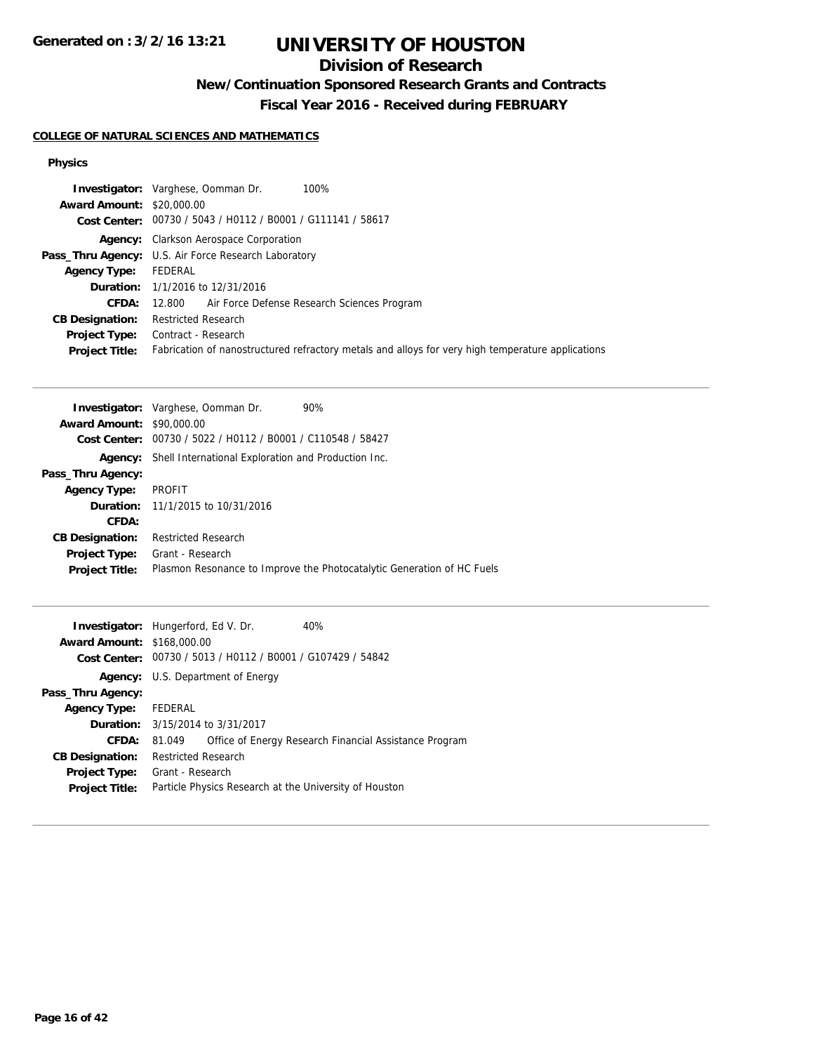**Generated on : 3/2/16 13:21**

# UNIVERSITY OF HOUSTON

## Division of Research

### New/Continuation Sponsored Research Grants and Contracts

### Fiscal Year 2016 - Received during FEBRUARY

**COLLEGE OF NATURAL SCIENCES AND MATHEMATICS**

**Physics**

**Investigator:** Varghese, Oomman Dr. 100%
**Award Amount:** $20,000.00
**Cost Center:** 00730 / 5043 / H0112 / B0001 / G111141 / 58617
**Agency:** Clarkson Aerospace Corporation
**Pass_Thru Agency:** U.S. Air Force Research Laboratory
**Agency Type:** FEDERAL
**Duration:** 1/1/2016 to 12/31/2016
**CFDA:** 12.800 Air Force Defense Research Sciences Program
**CB Designation:** Restricted Research
**Project Type:** Contract - Research
**Project Title:** Fabrication of nanostructured refractory metals and alloys for very high temperature applications

---

**Investigator:** Varghese, Oomman Dr. 90%
**Award Amount:** $90,000.00
**Cost Center:** 00730 / 5022 / H0112 / B0001 / C110548 / 58427
**Agency:** Shell International Exploration and Production Inc.
**Pass_Thru Agency:**
**Agency Type:** PROFIT
**Duration:** 11/1/2015 to 10/31/2016
**CFDA:**
**CB Designation:** Restricted Research
**Project Type:** Grant - Research
**Project Title:** Plasmon Resonance to Improve the Photocatalytic Generation of HC Fuels

---

**Investigator:** Hungerford, Ed V. Dr. 40%
**Award Amount:** $168,000.00
**Cost Center:** 00730 / 5013 / H0112 / B0001 / G107429 / 54842
**Agency:** U.S. Department of Energy
**Pass_Thru Agency:**
**Agency Type:** FEDERAL
**Duration:** 3/15/2014 to 3/31/2017
**CFDA:** 81.049 Office of Energy Research Financial Assistance Program
**CB Designation:** Restricted Research
**Project Type:** Grant - Research
**Project Title:** Particle Physics Research at the University of Houston

---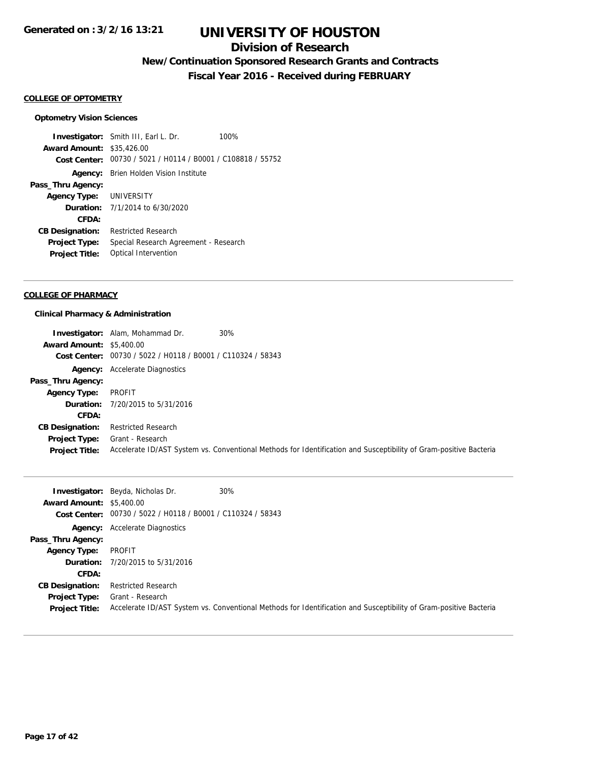# UNIVERSITY OF HOUSTON

## Division of Research

### New/Continuation Sponsored Research Grants and Contracts

### Fiscal Year 2016 - Received during FEBRUARY

Generated on : 3/2/16 13:21

**COLLEGE OF OPTOMETRY**

**Optometry Vision Sciences**

**Investigator:** Smith III, Earl L. Dr. 100%
**Award Amount:** $35,426.00
**Cost Center:** 00730 / 5021 / H0114 / B0001 / C108818 / 55752
**Agency:** Brien Holden Vision Institute
**Pass_Thru Agency:**
**Agency Type:** UNIVERSITY
**Duration:** 7/1/2014 to 6/30/2020
**CFDA:**
**CB Designation:** Restricted Research
**Project Type:** Special Research Agreement - Research
**Project Title:** Optical Intervention

---

**COLLEGE OF PHARMACY**

**Clinical Pharmacy & Administration**

**Investigator:** Alam, Mohammad Dr. 30%
**Award Amount:** $5,400.00
**Cost Center:** 00730 / 5022 / H0118 / B0001 / C110324 / 58343
**Agency:** Accelerate Diagnostics
**Pass_Thru Agency:**
**Agency Type:** PROFIT
**Duration:** 7/20/2015 to 5/31/2016
**CFDA:**
**CB Designation:** Restricted Research
**Project Type:** Grant - Research
**Project Title:** Accelerate ID/AST System vs. Conventional Methods for Identification and Susceptibility of Gram-positive Bacteria

---

**Investigator:** Beyda, Nicholas Dr. 30%
**Award Amount:** $5,400.00
**Cost Center:** 00730 / 5022 / H0118 / B0001 / C110324 / 58343
**Agency:** Accelerate Diagnostics
**Pass_Thru Agency:**
**Agency Type:** PROFIT
**Duration:** 7/20/2015 to 5/31/2016
**CFDA:**
**CB Designation:** Restricted Research
**Project Type:** Grant - Research
**Project Title:** Accelerate ID/AST System vs. Conventional Methods for Identification and Susceptibility of Gram-positive Bacteria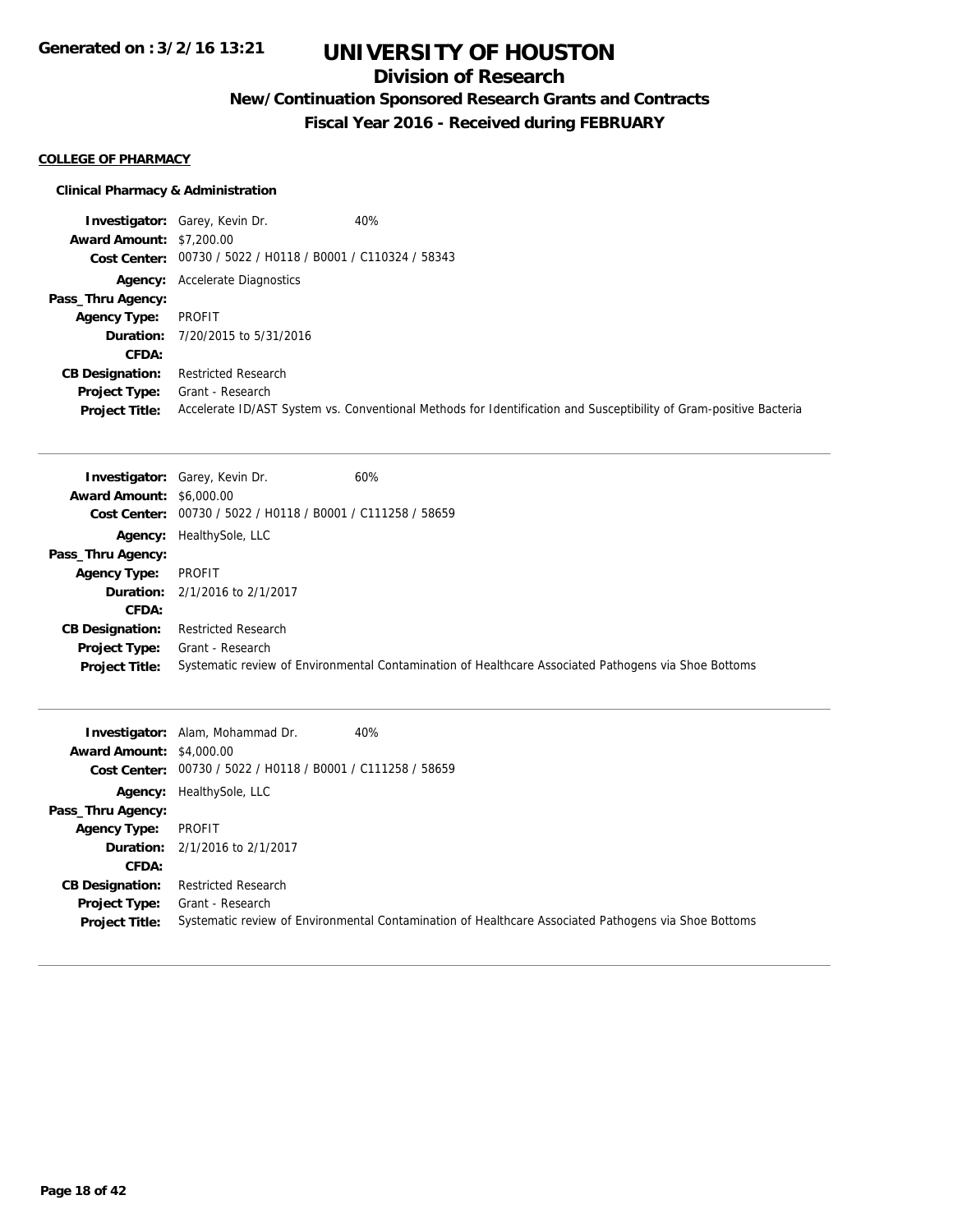# UNIVERSITY OF HOUSTON

## Division of Research

### New/Continuation Sponsored Research Grants and Contracts

### Fiscal Year 2016 - Received during FEBRUARY

**COLLEGE OF PHARMACY**

**Clinical Pharmacy & Administration**

**Investigator:** Garey, Kevin Dr. 40%
**Award Amount:** $7,200.00
**Cost Center:** 00730 / 5022 / H0118 / B0001 / C110324 / 58343
**Agency:** Accelerate Diagnostics
**Pass_Thru Agency:**
**Agency Type:** PROFIT
**Duration:** 7/20/2015 to 5/31/2016
**CFDA:**
**CB Designation:** Restricted Research
**Project Type:** Grant - Research
**Project Title:** Accelerate ID/AST System vs. Conventional Methods for Identification and Susceptibility of Gram-positive Bacteria

---

**Investigator:** Garey, Kevin Dr. 60%
**Award Amount:** $6,000.00
**Cost Center:** 00730 / 5022 / H0118 / B0001 / C111258 / 58659
**Agency:** HealthySole, LLC
**Pass_Thru Agency:**
**Agency Type:** PROFIT
**Duration:** 2/1/2016 to 2/1/2017
**CFDA:**
**CB Designation:** Restricted Research
**Project Type:** Grant - Research
**Project Title:** Systematic review of Environmental Contamination of Healthcare Associated Pathogens via Shoe Bottoms

---

**Investigator:** Alam, Mohammad Dr. 40%
**Award Amount:** $4,000.00
**Cost Center:** 00730 / 5022 / H0118 / B0001 / C111258 / 58659
**Agency:** HealthySole, LLC
**Pass_Thru Agency:**
**Agency Type:** PROFIT
**Duration:** 2/1/2016 to 2/1/2017
**CFDA:**
**CB Designation:** Restricted Research
**Project Type:** Grant - Research
**Project Title:** Systematic review of Environmental Contamination of Healthcare Associated Pathogens via Shoe Bottoms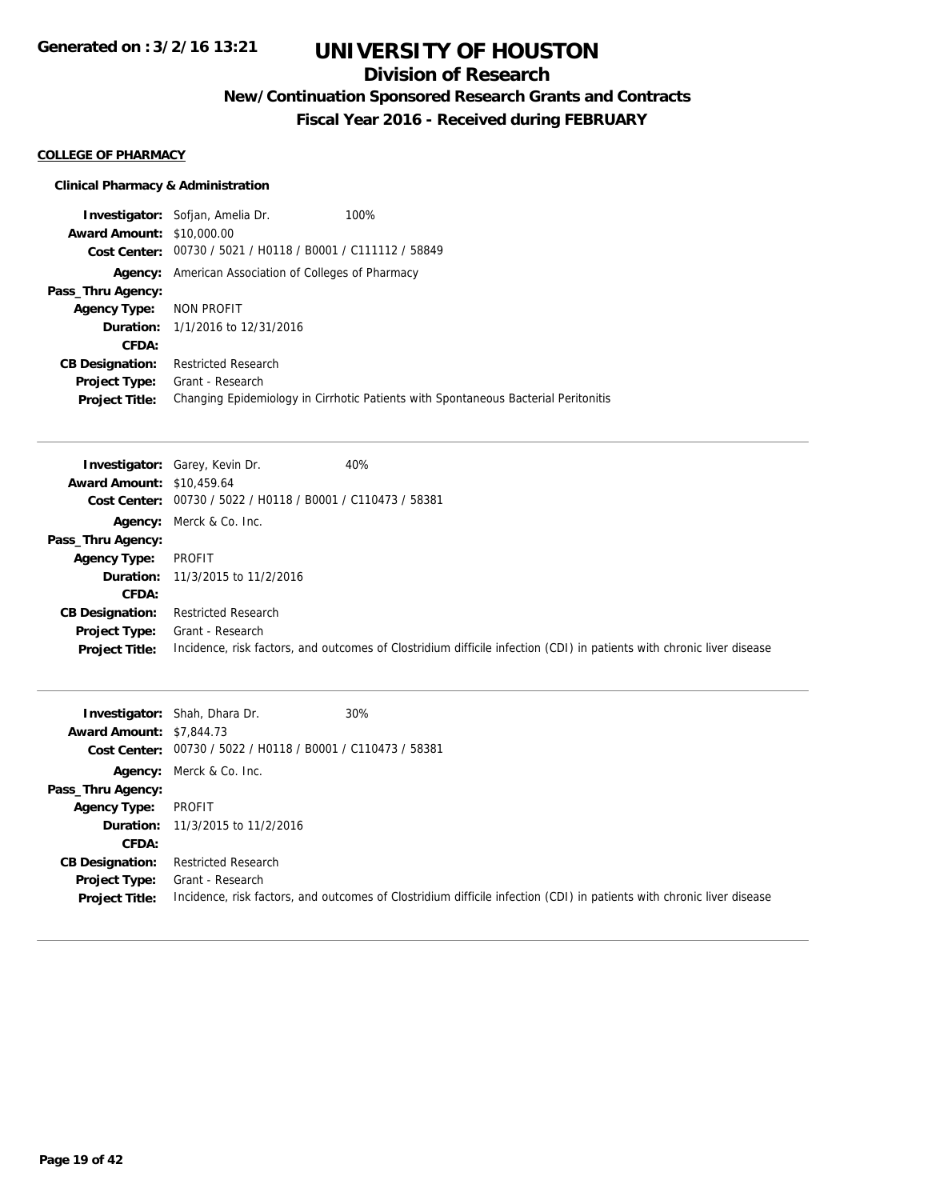# UNIVERSITY OF HOUSTON

## Division of Research

### New/Continuation Sponsored Research Grants and Contracts

### Fiscal Year 2016 - Received during FEBRUARY

**COLLEGE OF PHARMACY**

**Clinical Pharmacy & Administration**

**Investigator:** Sofjan, Amelia Dr. 100%
**Award Amount:** $10,000.00
**Cost Center:** 00730 / 5021 / H0118 / B0001 / C111112 / 58849
**Agency:** American Association of Colleges of Pharmacy
**Pass_Thru Agency:**
**Agency Type:** NON PROFIT
**Duration:** 1/1/2016 to 12/31/2016
**CFDA:**
**CB Designation:** Restricted Research
**Project Type:** Grant - Research
**Project Title:** Changing Epidemiology in Cirrhotic Patients with Spontaneous Bacterial Peritonitis

---

**Investigator:** Garey, Kevin Dr. 40%
**Award Amount:** $10,459.64
**Cost Center:** 00730 / 5022 / H0118 / B0001 / C110473 / 58381
**Agency:** Merck & Co. Inc.
**Pass_Thru Agency:**
**Agency Type:** PROFIT
**Duration:** 11/3/2015 to 11/2/2016
**CFDA:**
**CB Designation:** Restricted Research
**Project Type:** Grant - Research
**Project Title:** Incidence, risk factors, and outcomes of Clostridium difficile infection (CDI) in patients with chronic liver disease

---

**Investigator:** Shah, Dhara Dr. 30%
**Award Amount:** $7,844.73
**Cost Center:** 00730 / 5022 / H0118 / B0001 / C110473 / 58381
**Agency:** Merck & Co. Inc.
**Pass_Thru Agency:**
**Agency Type:** PROFIT
**Duration:** 11/3/2015 to 11/2/2016
**CFDA:**
**CB Designation:** Restricted Research
**Project Type:** Grant - Research
**Project Title:** Incidence, risk factors, and outcomes of Clostridium difficile infection (CDI) in patients with chronic liver disease

---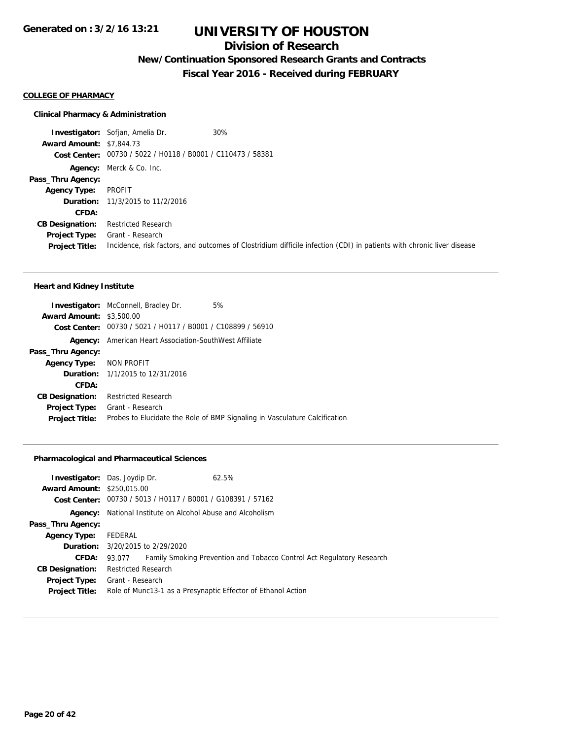**Generated on : 3/2/16 13:21**

# UNIVERSITY OF HOUSTON

## Division of Research

### New/Continuation Sponsored Research Grants and Contracts

### Fiscal Year 2016 - Received during FEBRUARY

**COLLEGE OF PHARMACY**

#### Clinical Pharmacy & Administration

**Investigator:** Sofjan, Amelia Dr. 30%
**Award Amount:** $7,844.73
**Cost Center:** 00730 / 5022 / H0118 / B0001 / C110473 / 58381
**Agency:** Merck & Co. Inc.
**Pass_Thru Agency:**
**Agency Type:** PROFIT
**Duration:** 11/3/2015 to 11/2/2016
**CFDA:**
**CB Designation:** Restricted Research
**Project Type:** Grant - Research
**Project Title:** Incidence, risk factors, and outcomes of Clostridium difficile infection (CDI) in patients with chronic liver disease

---

#### Heart and Kidney Institute

**Investigator:** McConnell, Bradley Dr. 5%
**Award Amount:** $3,500.00
**Cost Center:** 00730 / 5021 / H0117 / B0001 / C108899 / 56910
**Agency:** American Heart Association-SouthWest Affiliate
**Pass_Thru Agency:**
**Agency Type:** NON PROFIT
**Duration:** 1/1/2015 to 12/31/2016
**CFDA:**
**CB Designation:** Restricted Research
**Project Type:** Grant - Research
**Project Title:** Probes to Elucidate the Role of BMP Signaling in Vasculature Calcification

---

#### Pharmacological and Pharmaceutical Sciences

**Investigator:** Das, Joydip Dr. 62.5%
**Award Amount:** $250,015.00
**Cost Center:** 00730 / 5013 / H0117 / B0001 / G108391 / 57162
**Agency:** National Institute on Alcohol Abuse and Alcoholism
**Pass_Thru Agency:**
**Agency Type:** FEDERAL
**Duration:** 3/20/2015 to 2/29/2020
**CFDA:** 93.077 Family Smoking Prevention and Tobacco Control Act Regulatory Research
**CB Designation:** Restricted Research
**Project Type:** Grant - Research
**Project Title:** Role of Munc13-1 as a Presynaptic Effector of Ethanol Action

---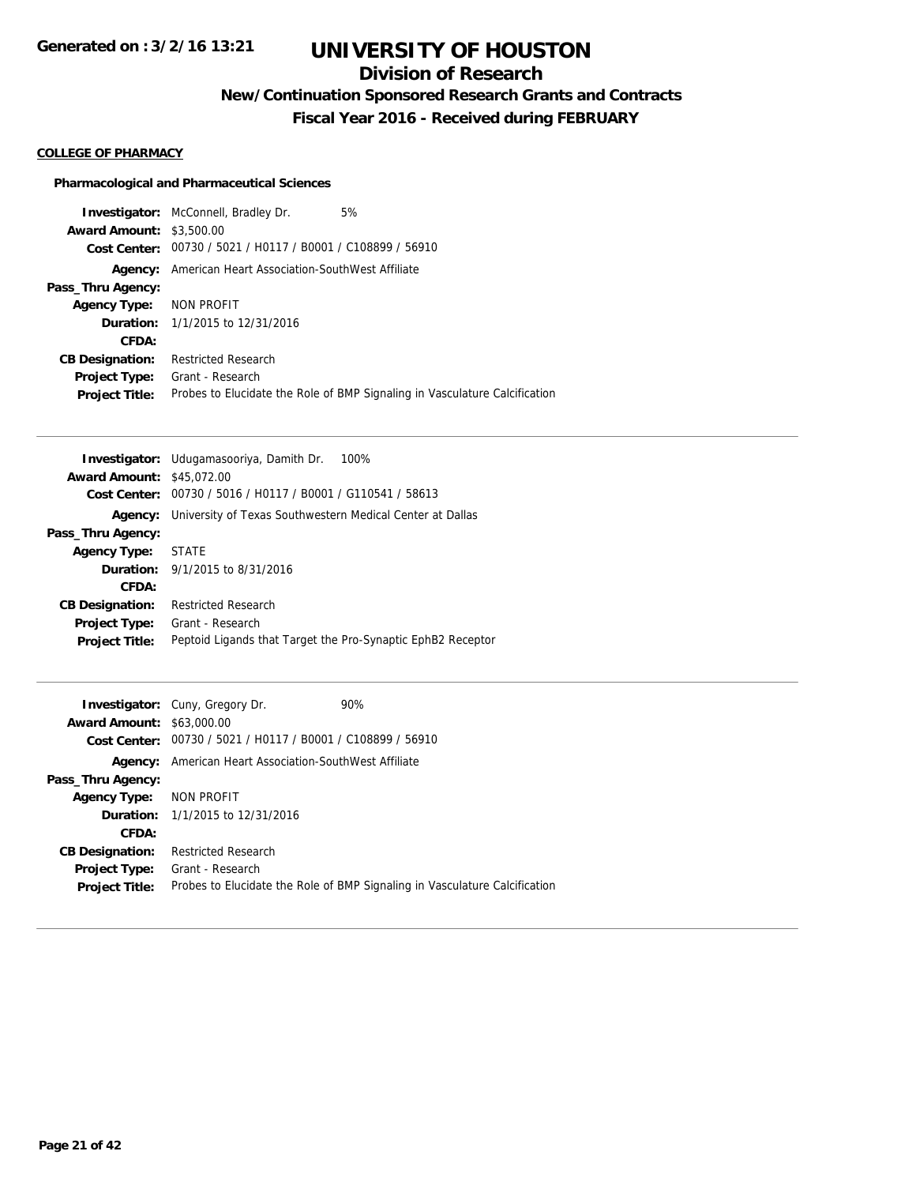# UNIVERSITY OF HOUSTON

## Division of Research

### New/Continuation Sponsored Research Grants and Contracts

### Fiscal Year 2016 - Received during FEBRUARY

Generated on : 3/2/16 13:21

**COLLEGE OF PHARMACY**

**Pharmacological and Pharmaceutical Sciences**

**Investigator:** McConnell, Bradley Dr. 5%
**Award Amount:** $3,500.00
**Cost Center:** 00730 / 5021 / H0117 / B0001 / C108899 / 56910
**Agency:** American Heart Association-SouthWest Affiliate
**Pass_Thru Agency:**
**Agency Type:** NON PROFIT
**Duration:** 1/1/2015 to 12/31/2016
**CFDA:**
**CB Designation:** Restricted Research
**Project Type:** Grant - Research
**Project Title:** Probes to Elucidate the Role of BMP Signaling in Vasculature Calcification

---

**Investigator:** Udugamasooriya, Damith Dr. 100%
**Award Amount:** $45,072.00
**Cost Center:** 00730 / 5016 / H0117 / B0001 / G110541 / 58613
**Agency:** University of Texas Southwestern Medical Center at Dallas
**Pass_Thru Agency:**
**Agency Type:** STATE
**Duration:** 9/1/2015 to 8/31/2016
**CFDA:**
**CB Designation:** Restricted Research
**Project Type:** Grant - Research
**Project Title:** Peptoid Ligands that Target the Pro-Synaptic EphB2 Receptor

---

**Investigator:** Cuny, Gregory Dr. 90%
**Award Amount:** $63,000.00
**Cost Center:** 00730 / 5021 / H0117 / B0001 / C108899 / 56910
**Agency:** American Heart Association-SouthWest Affiliate
**Pass_Thru Agency:**
**Agency Type:** NON PROFIT
**Duration:** 1/1/2015 to 12/31/2016
**CFDA:**
**CB Designation:** Restricted Research
**Project Type:** Grant - Research
**Project Title:** Probes to Elucidate the Role of BMP Signaling in Vasculature Calcification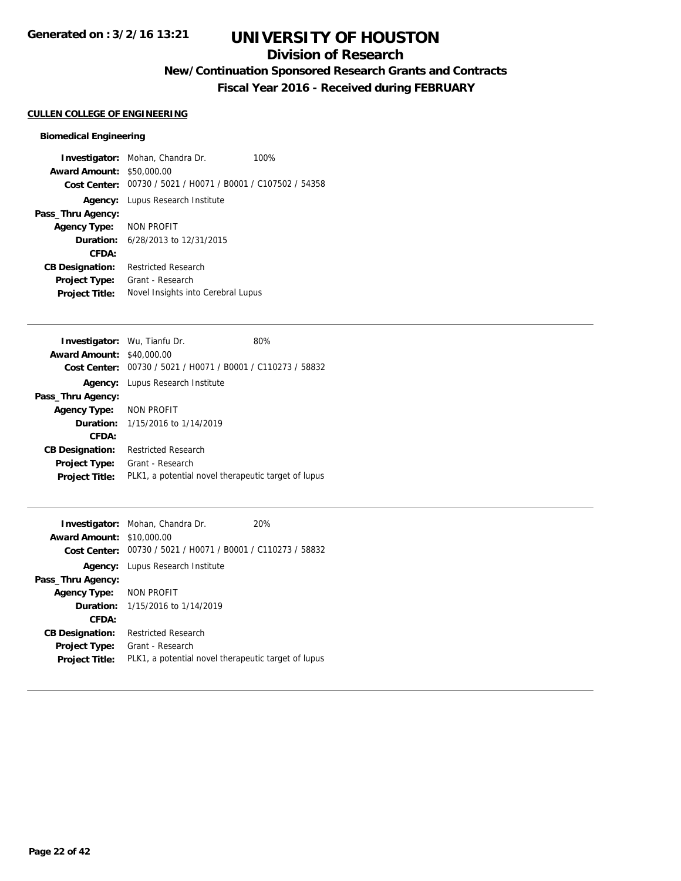# UNIVERSITY OF HOUSTON

## Division of Research

### New/Continuation Sponsored Research Grants and Contracts

### Fiscal Year 2016 - Received during FEBRUARY

**CULLEN COLLEGE OF ENGINEERING**

**Biomedical Engineering**

**Investigator:** Mohan, Chandra Dr. 100%
**Award Amount:** $50,000.00
**Cost Center:** 00730 / 5021 / H0071 / B0001 / C107502 / 54358
**Agency:** Lupus Research Institute
**Pass_Thru Agency:**
**Agency Type:** NON PROFIT
**Duration:** 6/28/2013 to 12/31/2015
**CFDA:**
**CB Designation:** Restricted Research
**Project Type:** Grant - Research
**Project Title:** Novel Insights into Cerebral Lupus

---

**Investigator:** Wu, Tianfu Dr. 80%
**Award Amount:** $40,000.00
**Cost Center:** 00730 / 5021 / H0071 / B0001 / C110273 / 58832
**Agency:** Lupus Research Institute
**Pass_Thru Agency:**
**Agency Type:** NON PROFIT
**Duration:** 1/15/2016 to 1/14/2019
**CFDA:**
**CB Designation:** Restricted Research
**Project Type:** Grant - Research
**Project Title:** PLK1, a potential novel therapeutic target of lupus

---

**Investigator:** Mohan, Chandra Dr. 20%
**Award Amount:** $10,000.00
**Cost Center:** 00730 / 5021 / H0071 / B0001 / C110273 / 58832
**Agency:** Lupus Research Institute
**Pass_Thru Agency:**
**Agency Type:** NON PROFIT
**Duration:** 1/15/2016 to 1/14/2019
**CFDA:**
**CB Designation:** Restricted Research
**Project Type:** Grant - Research
**Project Title:** PLK1, a potential novel therapeutic target of lupus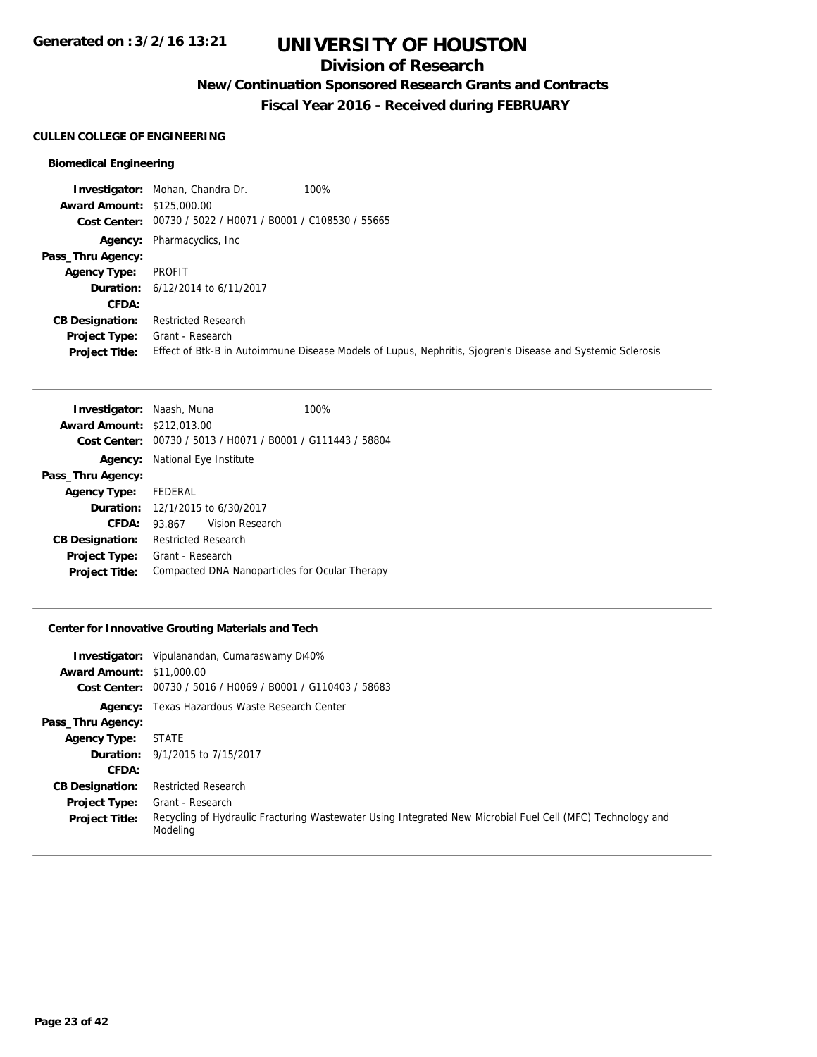Generated on : 3/2/16 13:21

# UNIVERSITY OF HOUSTON

## Division of Research

### New/Continuation Sponsored Research Grants and Contracts

### Fiscal Year 2016 - Received during FEBRUARY

**CULLEN COLLEGE OF ENGINEERING**

**Biomedical Engineering**

**Investigator:** Mohan, Chandra Dr. 100%
**Award Amount:** $125,000.00
**Cost Center:** 00730 / 5022 / H0071 / B0001 / C108530 / 55665
**Agency:** Pharmacyclics, Inc
**Pass_Thru Agency:**
**Agency Type:** PROFIT
**Duration:** 6/12/2014 to 6/11/2017
**CFDA:**
**CB Designation:** Restricted Research
**Project Type:** Grant - Research
**Project Title:** Effect of Btk-B in Autoimmune Disease Models of Lupus, Nephritis, Sjogren's Disease and Systemic Sclerosis

---

**Investigator:** Naash, Muna 100%
**Award Amount:** $212,013.00
**Cost Center:** 00730 / 5013 / H0071 / B0001 / G111443 / 58804
**Agency:** National Eye Institute
**Pass_Thru Agency:**
**Agency Type:** FEDERAL
**Duration:** 12/1/2015 to 6/30/2017
**CFDA:** 93.867 Vision Research
**CB Designation:** Restricted Research
**Project Type:** Grant - Research
**Project Title:** Compacted DNA Nanoparticles for Ocular Therapy

---

**Center for Innovative Grouting Materials and Tech**

**Investigator:** Vipulanandan, Cumaraswamy Dr 40%
**Award Amount:** $11,000.00
**Cost Center:** 00730 / 5016 / H0069 / B0001 / G110403 / 58683
**Agency:** Texas Hazardous Waste Research Center
**Pass_Thru Agency:**
**Agency Type:** STATE
**Duration:** 9/1/2015 to 7/15/2017
**CFDA:**
**CB Designation:** Restricted Research
**Project Type:** Grant - Research
**Project Title:** Recycling of Hydraulic Fracturing Wastewater Using Integrated New Microbial Fuel Cell (MFC) Technology and Modeling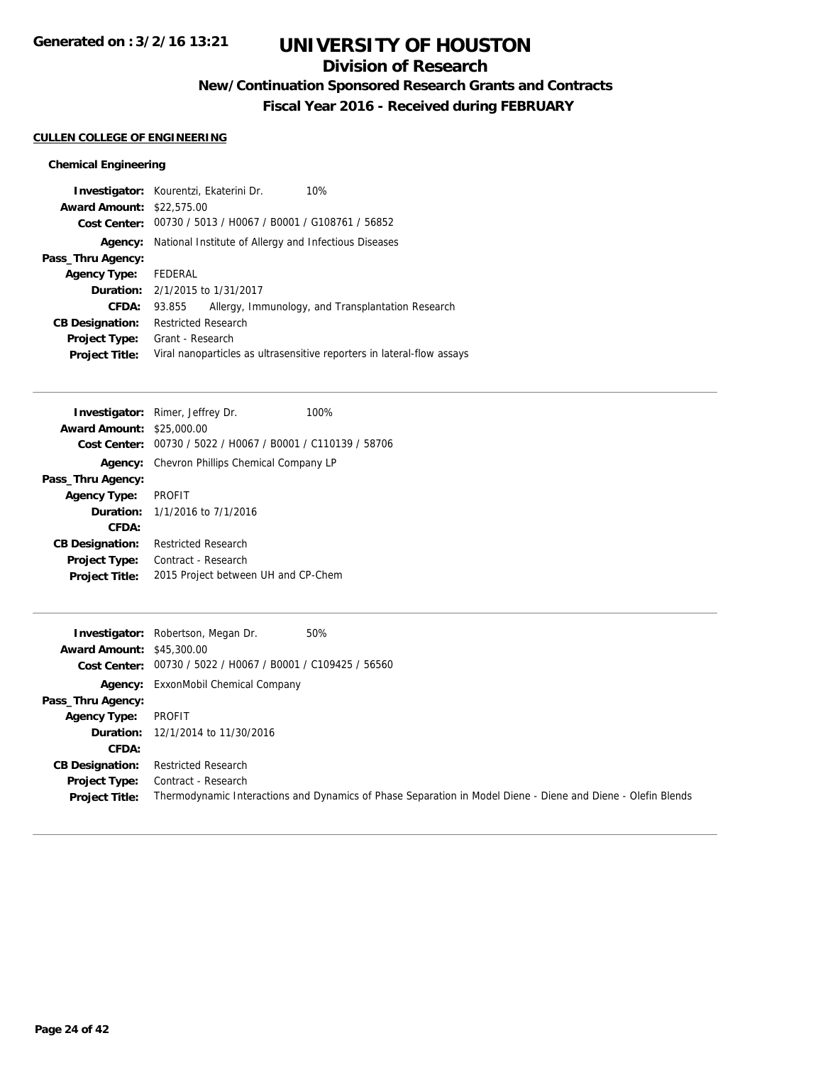# UNIVERSITY OF HOUSTON

## Division of Research

### New/Continuation Sponsored Research Grants and Contracts

### Fiscal Year 2016 - Received during FEBRUARY

**CULLEN COLLEGE OF ENGINEERING**

**Chemical Engineering**

**Investigator:** Kourentzi, Ekaterini Dr. 10%
**Award Amount:** $22,575.00
**Cost Center:** 00730 / 5013 / H0067 / B0001 / G108761 / 56852
**Agency:** National Institute of Allergy and Infectious Diseases
**Pass_Thru Agency:**
**Agency Type:** FEDERAL
**Duration:** 2/1/2015 to 1/31/2017
**CFDA:** 93.855 Allergy, Immunology, and Transplantation Research
**CB Designation:** Restricted Research
**Project Type:** Grant - Research
**Project Title:** Viral nanoparticles as ultrasensitive reporters in lateral-flow assays

---

**Investigator:** Rimer, Jeffrey Dr. 100%
**Award Amount:** $25,000.00
**Cost Center:** 00730 / 5022 / H0067 / B0001 / C110139 / 58706
**Agency:** Chevron Phillips Chemical Company LP
**Pass_Thru Agency:**
**Agency Type:** PROFIT
**Duration:** 1/1/2016 to 7/1/2016
**CFDA:**
**CB Designation:** Restricted Research
**Project Type:** Contract - Research
**Project Title:** 2015 Project between UH and CP-Chem

---

**Investigator:** Robertson, Megan Dr. 50%
**Award Amount:** $45,300.00
**Cost Center:** 00730 / 5022 / H0067 / B0001 / C109425 / 56560
**Agency:** ExxonMobil Chemical Company
**Pass_Thru Agency:**
**Agency Type:** PROFIT
**Duration:** 12/1/2014 to 11/30/2016
**CFDA:**
**CB Designation:** Restricted Research
**Project Type:** Contract - Research
**Project Title:** Thermodynamic Interactions and Dynamics of Phase Separation in Model Diene - Diene and Diene - Olefin Blends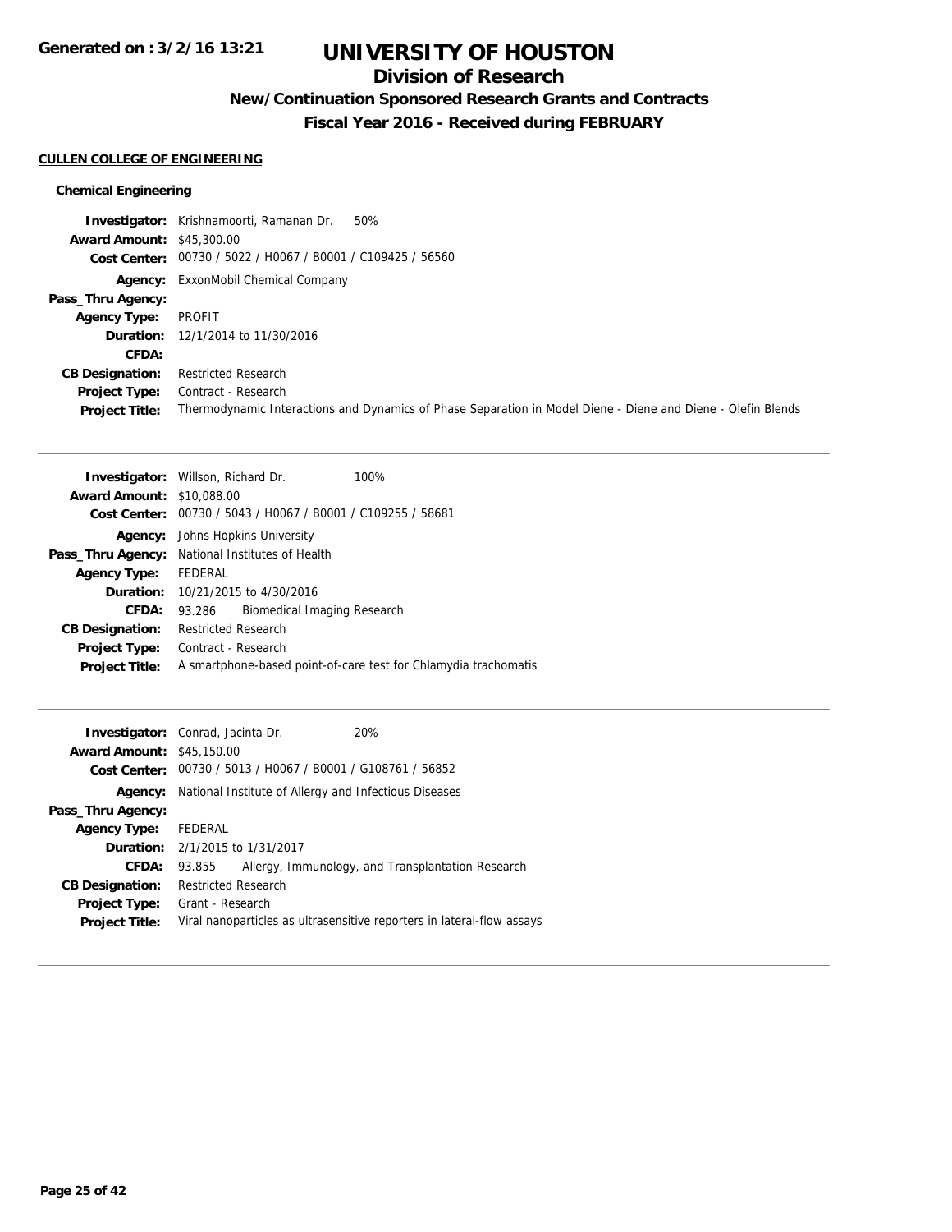# UNIVERSITY OF HOUSTON

## Division of Research

### New/Continuation Sponsored Research Grants and Contracts

### Fiscal Year 2016 - Received during FEBRUARY

Generated on : 3/2/16 13:21

**CULLEN COLLEGE OF ENGINEERING**

**Chemical Engineering**

**Investigator:** Krishnamoorti, Ramanan Dr. 50%
**Award Amount:** $45,300.00
**Cost Center:** 00730 / 5022 / H0067 / B0001 / C109425 / 56560
**Agency:** ExxonMobil Chemical Company
**Pass_Thru Agency:**
**Agency Type:** PROFIT
**Duration:** 12/1/2014 to 11/30/2016
**CFDA:**
**CB Designation:** Restricted Research
**Project Type:** Contract - Research
**Project Title:** Thermodynamic Interactions and Dynamics of Phase Separation in Model Diene - Diene and Diene - Olefin Blends

---

**Investigator:** Willson, Richard Dr. 100%
**Award Amount:** $10,088.00
**Cost Center:** 00730 / 5043 / H0067 / B0001 / C109255 / 58681
**Agency:** Johns Hopkins University
**Pass_Thru Agency:** National Institutes of Health
**Agency Type:** FEDERAL
**Duration:** 10/21/2015 to 4/30/2016
**CFDA:** 93.286 Biomedical Imaging Research
**CB Designation:** Restricted Research
**Project Type:** Contract - Research
**Project Title:** A smartphone-based point-of-care test for Chlamydia trachomatis

---

**Investigator:** Conrad, Jacinta Dr. 20%
**Award Amount:** $45,150.00
**Cost Center:** 00730 / 5013 / H0067 / B0001 / G108761 / 56852
**Agency:** National Institute of Allergy and Infectious Diseases
**Pass_Thru Agency:**
**Agency Type:** FEDERAL
**Duration:** 2/1/2015 to 1/31/2017
**CFDA:** 93.855 Allergy, Immunology, and Transplantation Research
**CB Designation:** Restricted Research
**Project Type:** Grant - Research
**Project Title:** Viral nanoparticles as ultrasensitive reporters in lateral-flow assays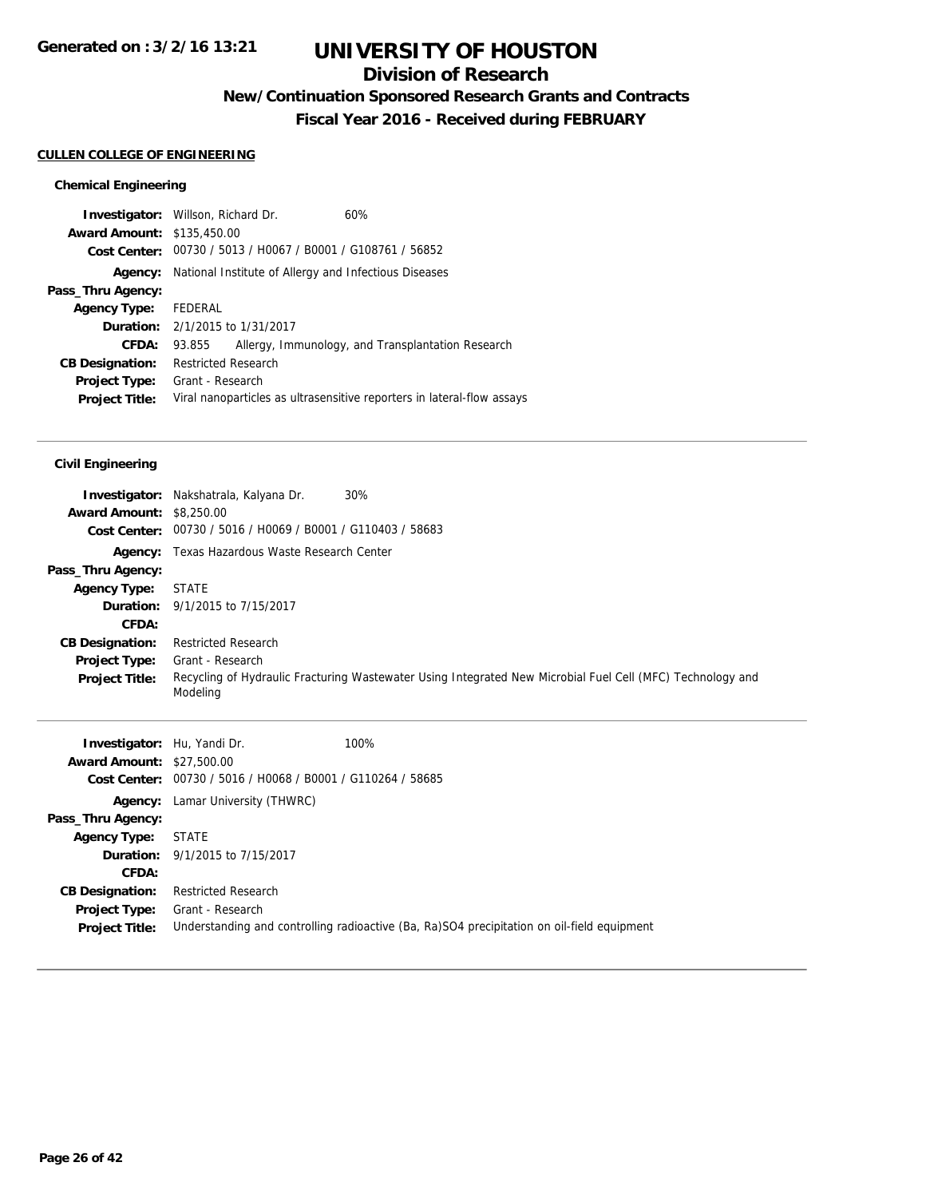# UNIVERSITY OF HOUSTON

## Division of Research

### New/Continuation Sponsored Research Grants and Contracts

### Fiscal Year 2016 - Received during FEBRUARY

**CULLEN COLLEGE OF ENGINEERING**

#### Chemical Engineering

| | | |
|---|---|---|
| **Investigator:** | Willson, Richard Dr. | 60% |
| **Award Amount:** | $135,450.00 | |
| **Cost Center:** | 00730 / 5013 / H0067 / B0001 / G108761 / 56852 | |
| **Agency:** | National Institute of Allergy and Infectious Diseases | |
| **Pass_Thru Agency:** | | |
| **Agency Type:** | FEDERAL | |
| **Duration:** | 2/1/2015 to 1/31/2017 | |
| **CFDA:** | 93.855 Allergy, Immunology, and Transplantation Research | |
| **CB Designation:** | Restricted Research | |
| **Project Type:** | Grant - Research | |
| **Project Title:** | Viral nanoparticles as ultrasensitive reporters in lateral-flow assays | |

#### Civil Engineering

| | | |
|---|---|---|
| **Investigator:** | Nakshatrala, Kalyana Dr. | 30% |
| **Award Amount:** | $8,250.00 | |
| **Cost Center:** | 00730 / 5016 / H0069 / B0001 / G110403 / 58683 | |
| **Agency:** | Texas Hazardous Waste Research Center | |
| **Pass_Thru Agency:** | | |
| **Agency Type:** | STATE | |
| **Duration:** | 9/1/2015 to 7/15/2017 | |
| **CFDA:** | | |
| **CB Designation:** | Restricted Research | |
| **Project Type:** | Grant - Research | |
| **Project Title:** | Recycling of Hydraulic Fracturing Wastewater Using Integrated New Microbial Fuel Cell (MFC) Technology and Modeling | |

| | | |
|---|---|---|
| **Investigator:** | Hu, Yandi Dr. | 100% |
| **Award Amount:** | $27,500.00 | |
| **Cost Center:** | 00730 / 5016 / H0068 / B0001 / G110264 / 58685 | |
| **Agency:** | Lamar University (THWRC) | |
| **Pass_Thru Agency:** | | |
| **Agency Type:** | STATE | |
| **Duration:** | 9/1/2015 to 7/15/2017 | |
| **CFDA:** | | |
| **CB Designation:** | Restricted Research | |
| **Project Type:** | Grant - Research | |
| **Project Title:** | Understanding and controlling radioactive (Ba, Ra)$SO_4$ precipitation on oil-field equipment | |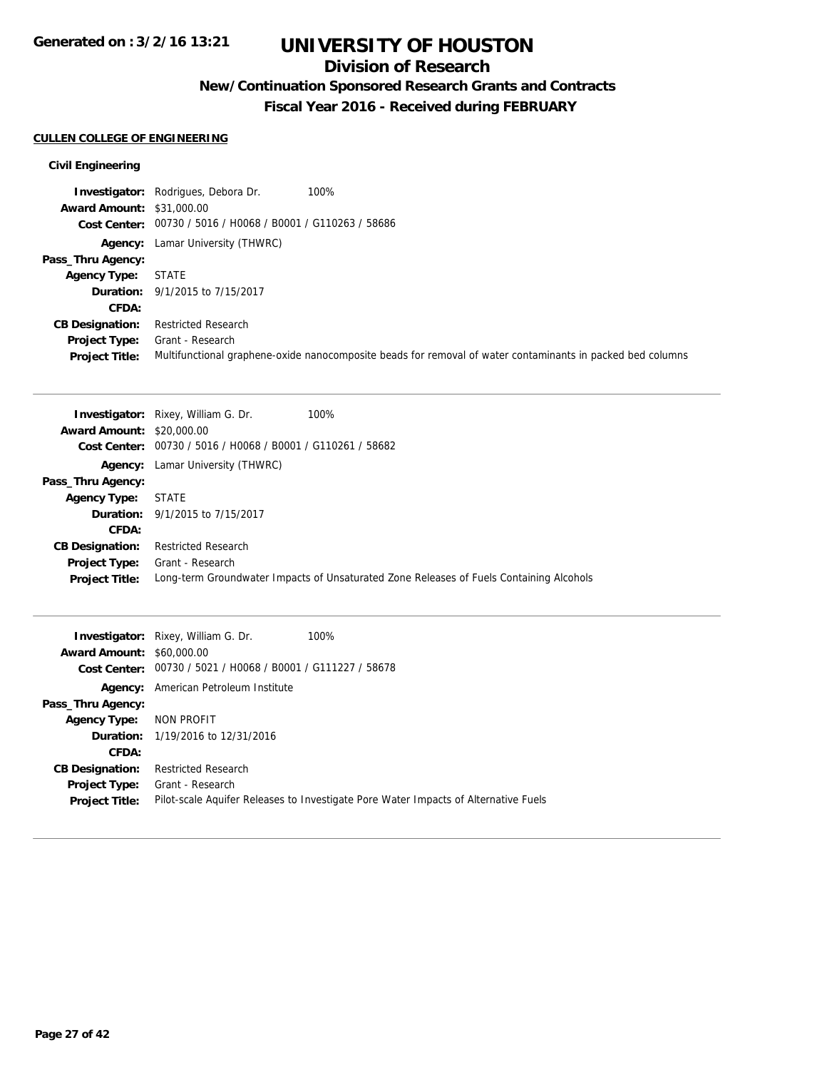# UNIVERSITY OF HOUSTON

## Division of Research

### New/Continuation Sponsored Research Grants and Contracts

### Fiscal Year 2016 - Received during FEBRUARY

**CULLEN COLLEGE OF ENGINEERING**

**Civil Engineering**

**Investigator:** Rodrigues, Debora Dr. 100%
**Award Amount:** $31,000.00
**Cost Center:** 00730 / 5016 / H0068 / B0001 / G110263 / 58686
**Agency:** Lamar University (THWRC)
**Pass_Thru Agency:**
**Agency Type:** STATE
**Duration:** 9/1/2015 to 7/15/2017
**CFDA:**
**CB Designation:** Restricted Research
**Project Type:** Grant - Research
**Project Title:** Multifunctional graphene-oxide nanocomposite beads for removal of water contaminants in packed bed columns

---

**Investigator:** Rixey, William G. Dr. 100%
**Award Amount:** $20,000.00
**Cost Center:** 00730 / 5016 / H0068 / B0001 / G110261 / 58682
**Agency:** Lamar University (THWRC)
**Pass_Thru Agency:**
**Agency Type:** STATE
**Duration:** 9/1/2015 to 7/15/2017
**CFDA:**
**CB Designation:** Restricted Research
**Project Type:** Grant - Research
**Project Title:** Long-term Groundwater Impacts of Unsaturated Zone Releases of Fuels Containing Alcohols

---

**Investigator:** Rixey, William G. Dr. 100%
**Award Amount:** $60,000.00
**Cost Center:** 00730 / 5021 / H0068 / B0001 / G111227 / 58678
**Agency:** American Petroleum Institute
**Pass_Thru Agency:**
**Agency Type:** NON PROFIT
**Duration:** 1/19/2016 to 12/31/2016
**CFDA:**
**CB Designation:** Restricted Research
**Project Type:** Grant - Research
**Project Title:** Pilot-scale Aquifer Releases to Investigate Pore Water Impacts of Alternative Fuels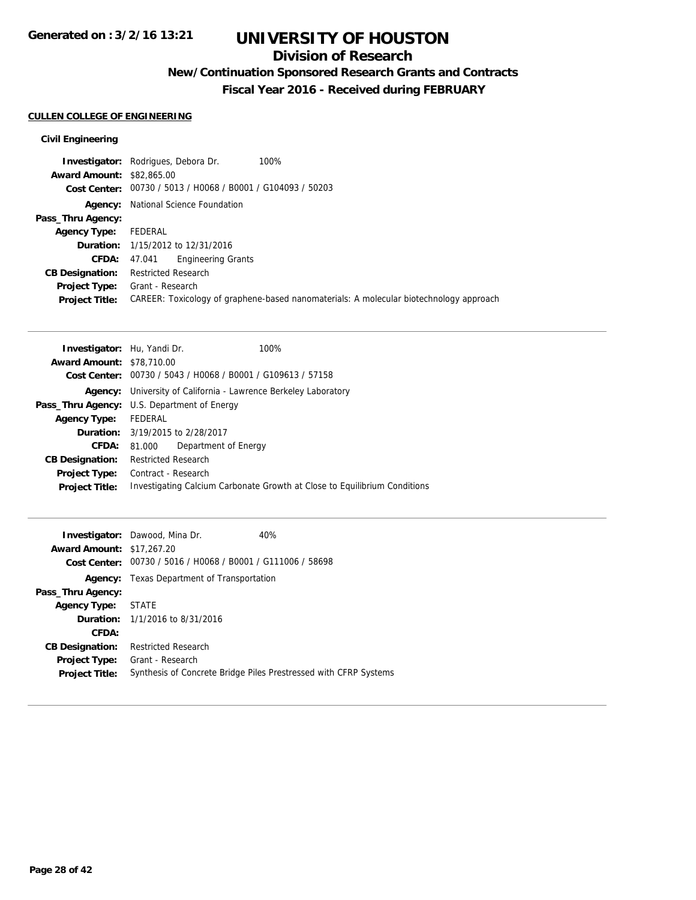# UNIVERSITY OF HOUSTON

## Division of Research

### New/Continuation Sponsored Research Grants and Contracts

### Fiscal Year 2016 - Received during FEBRUARY

Generated on : 3/2/16 13:21

**CULLEN COLLEGE OF ENGINEERING**

**Civil Engineering**

**Investigator:** Rodrigues, Debora Dr. 100%
**Award Amount:** $82,865.00
**Cost Center:** 00730 / 5013 / H0068 / B0001 / G104093 / 50203
**Agency:** National Science Foundation
**Pass_Thru Agency:**
**Agency Type:** FEDERAL
**Duration:** 1/15/2012 to 12/31/2016
**CFDA:** 47.041 Engineering Grants
**CB Designation:** Restricted Research
**Project Type:** Grant - Research
**Project Title:** CAREER: Toxicology of graphene-based nanomaterials: A molecular biotechnology approach

---

**Investigator:** Hu, Yandi Dr. 100%
**Award Amount:** $78,710.00
**Cost Center:** 00730 / 5043 / H0068 / B0001 / G109613 / 57158
**Agency:** University of California - Lawrence Berkeley Laboratory
**Pass_Thru Agency:** U.S. Department of Energy
**Agency Type:** FEDERAL
**Duration:** 3/19/2015 to 2/28/2017
**CFDA:** 81.000 Department of Energy
**CB Designation:** Restricted Research
**Project Type:** Contract - Research
**Project Title:** Investigating Calcium Carbonate Growth at Close to Equilibrium Conditions

---

**Investigator:** Dawood, Mina Dr. 40%
**Award Amount:** $17,267.20
**Cost Center:** 00730 / 5016 / H0068 / B0001 / G111006 / 58698
**Agency:** Texas Department of Transportation
**Pass_Thru Agency:**
**Agency Type:** STATE
**Duration:** 1/1/2016 to 8/31/2016
**CFDA:**
**CB Designation:** Restricted Research
**Project Type:** Grant - Research
**Project Title:** Synthesis of Concrete Bridge Piles Prestressed with CFRP Systems

---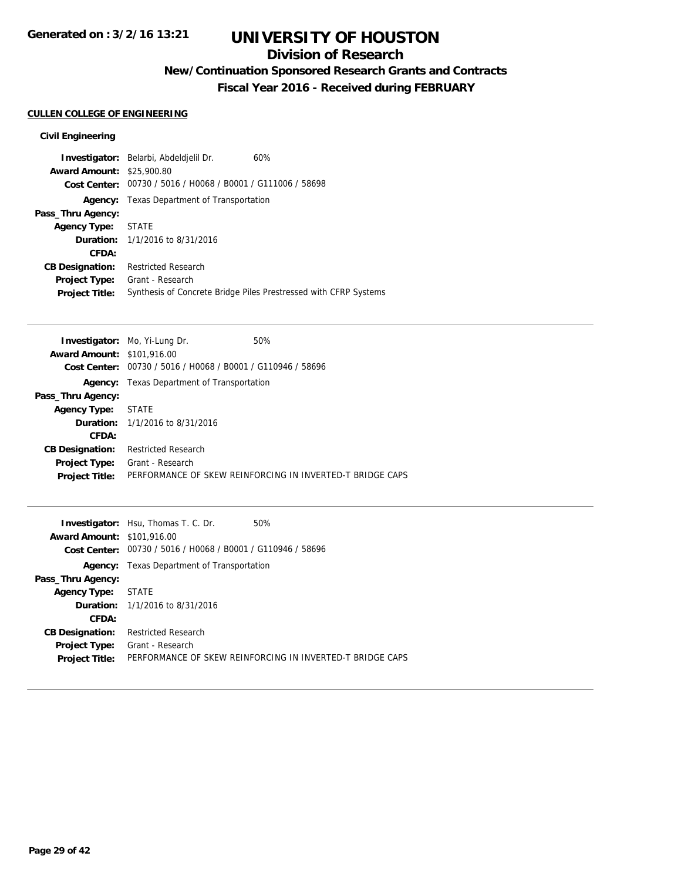# UNIVERSITY OF HOUSTON

## Division of Research

### New/Continuation Sponsored Research Grants and Contracts

### Fiscal Year 2016 - Received during FEBRUARY

**CULLEN COLLEGE OF ENGINEERING**

#### Civil Engineering

**Investigator:** Belarbi, Abdeldjelil Dr. 60%
**Award Amount:** $25,900.80
**Cost Center:** 00730 / 5016 / H0068 / B0001 / G111006 / 58698
**Agency:** Texas Department of Transportation
**Pass_Thru Agency:**
**Agency Type:** STATE
**Duration:** 1/1/2016 to 8/31/2016
**CFDA:**
**CB Designation:** Restricted Research
**Project Type:** Grant - Research
**Project Title:** Synthesis of Concrete Bridge Piles Prestressed with CFRP Systems

---

**Investigator:** Mo, Yi-Lung Dr. 50%
**Award Amount:** $101,916.00
**Cost Center:** 00730 / 5016 / H0068 / B0001 / G110946 / 58696
**Agency:** Texas Department of Transportation
**Pass_Thru Agency:**
**Agency Type:** STATE
**Duration:** 1/1/2016 to 8/31/2016
**CFDA:**
**CB Designation:** Restricted Research
**Project Type:** Grant - Research
**Project Title:** PERFORMANCE OF SKEW REINFORCING IN INVERTED-T BRIDGE CAPS

---

**Investigator:** Hsu, Thomas T. C. Dr. 50%
**Award Amount:** $101,916.00
**Cost Center:** 00730 / 5016 / H0068 / B0001 / G110946 / 58696
**Agency:** Texas Department of Transportation
**Pass_Thru Agency:**
**Agency Type:** STATE
**Duration:** 1/1/2016 to 8/31/2016
**CFDA:**
**CB Designation:** Restricted Research
**Project Type:** Grant - Research
**Project Title:** PERFORMANCE OF SKEW REINFORCING IN INVERTED-T BRIDGE CAPS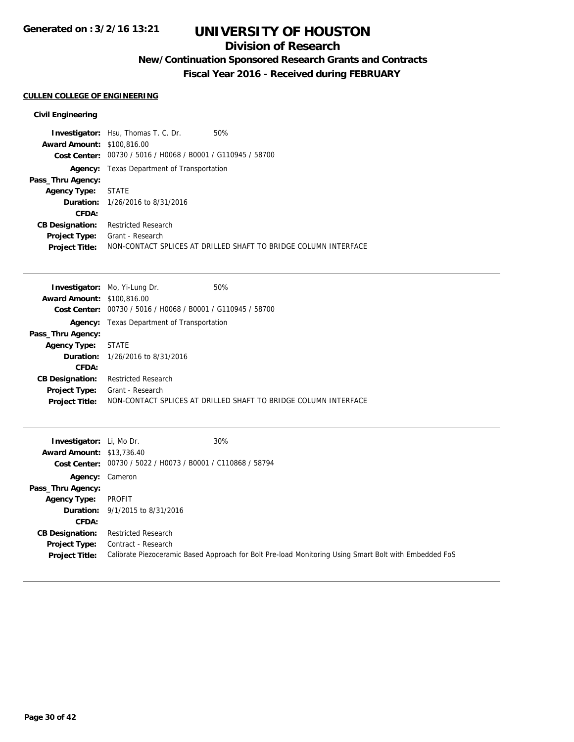# UNIVERSITY OF HOUSTON

## Division of Research

### New/Continuation Sponsored Research Grants and Contracts

### Fiscal Year 2016 - Received during FEBRUARY

**CULLEN COLLEGE OF ENGINEERING**

**Civil Engineering**

**Investigator:** Hsu, Thomas T. C. Dr. 50%
**Award Amount:** $100,816.00
**Cost Center:** 00730 / 5016 / H0068 / B0001 / G110945 / 58700
**Agency:** Texas Department of Transportation
**Pass_Thru Agency:**
**Agency Type:** STATE
**Duration:** 1/26/2016 to 8/31/2016
**CFDA:**
**CB Designation:** Restricted Research
**Project Type:** Grant - Research
**Project Title:** NON-CONTACT SPLICES AT DRILLED SHAFT TO BRIDGE COLUMN INTERFACE

---

**Investigator:** Mo, Yi-Lung Dr. 50%
**Award Amount:** $100,816.00
**Cost Center:** 00730 / 5016 / H0068 / B0001 / G110945 / 58700
**Agency:** Texas Department of Transportation
**Pass_Thru Agency:**
**Agency Type:** STATE
**Duration:** 1/26/2016 to 8/31/2016
**CFDA:**
**CB Designation:** Restricted Research
**Project Type:** Grant - Research
**Project Title:** NON-CONTACT SPLICES AT DRILLED SHAFT TO BRIDGE COLUMN INTERFACE

---

**Investigator:** Li, Mo Dr. 30%
**Award Amount:** $13,736.40
**Cost Center:** 00730 / 5022 / H0073 / B0001 / C110868 / 58794
**Agency:** Cameron
**Pass_Thru Agency:**
**Agency Type:** PROFIT
**Duration:** 9/1/2015 to 8/31/2016
**CFDA:**
**CB Designation:** Restricted Research
**Project Type:** Contract - Research
**Project Title:** Calibrate Piezoceramic Based Approach for Bolt Pre-load Monitoring Using Smart Bolt with Embedded FoS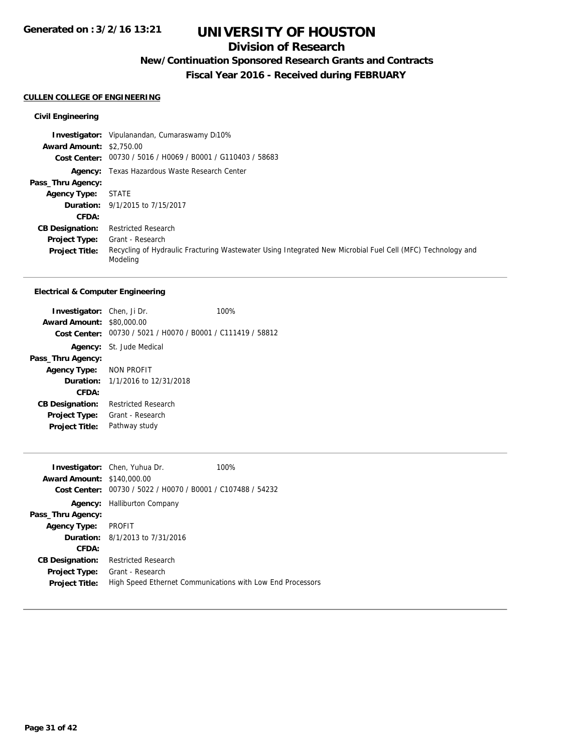# UNIVERSITY OF HOUSTON

## Division of Research

### New/Continuation Sponsored Research Grants and Contracts

### Fiscal Year 2016 - Received during FEBRUARY

Generated on : 3/2/16 13:21

**CULLEN COLLEGE OF ENGINEERING**

#### Civil Engineering

**Investigator:** Vipulanandan, Cumaraswamy D 10%
**Award Amount:** $2,750.00
**Cost Center:** 00730 / 5016 / H0069 / B0001 / G110403 / 58683
**Agency:** Texas Hazardous Waste Research Center
**Pass_Thru Agency:**
**Agency Type:** STATE
**Duration:** 9/1/2015 to 7/15/2017
**CFDA:**
**CB Designation:** Restricted Research
**Project Type:** Grant - Research
**Project Title:** Recycling of Hydraulic Fracturing Wastewater Using Integrated New Microbial Fuel Cell (MFC) Technology and Modeling

---

#### Electrical & Computer Engineering

**Investigator:** Chen, Ji Dr. 100%
**Award Amount:** $80,000.00
**Cost Center:** 00730 / 5021 / H0070 / B0001 / C111419 / 58812
**Agency:** St. Jude Medical
**Pass_Thru Agency:**
**Agency Type:** NON PROFIT
**Duration:** 1/1/2016 to 12/31/2018
**CFDA:**
**CB Designation:** Restricted Research
**Project Type:** Grant - Research
**Project Title:** Pathway study

---

**Investigator:** Chen, Yuhua Dr. 100%
**Award Amount:** $140,000.00
**Cost Center:** 00730 / 5022 / H0070 / B0001 / C107488 / 54232
**Agency:** Halliburton Company
**Pass_Thru Agency:**
**Agency Type:** PROFIT
**Duration:** 8/1/2013 to 7/31/2016
**CFDA:**
**CB Designation:** Restricted Research
**Project Type:** Grant - Research
**Project Title:** High Speed Ethernet Communications with Low End Processors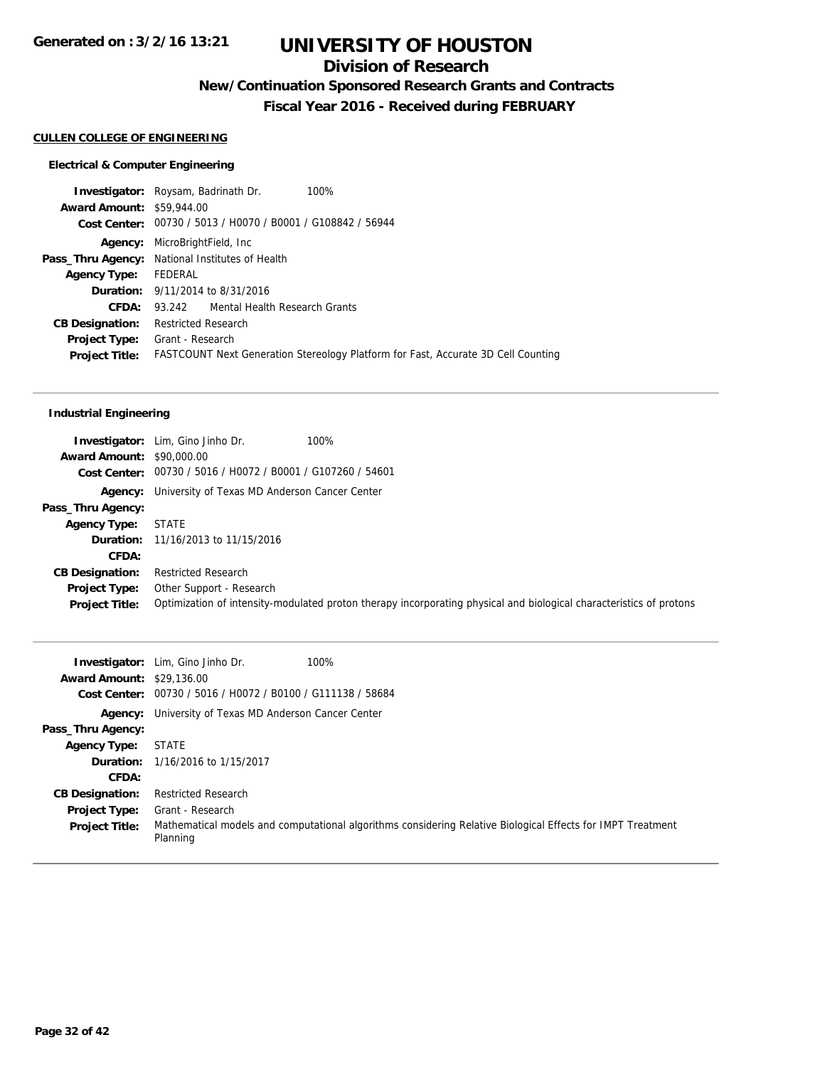**Generated on : 3/2/16 13:21**

# UNIVERSITY OF HOUSTON

## Division of Research

### New/Continuation Sponsored Research Grants and Contracts

### Fiscal Year 2016 - Received during FEBRUARY

**CULLEN COLLEGE OF ENGINEERING**

#### Electrical & Computer Engineering

| | | |
|---|---|---|
| **Investigator:** | Roysam, Badrinath Dr. | 100% |
| **Award Amount:** | $59,944.00 | |
| **Cost Center:** | 00730 / 5013 / H0070 / B0001 / G108842 / 56944 | |
| **Agency:** | MicroBrightField, Inc | |
| **Pass_Thru Agency:** | National Institutes of Health | |
| **Agency Type:** | FEDERAL | |
| **Duration:** | 9/11/2014 to 8/31/2016 | |
| **CFDA:** | 93.242 Mental Health Research Grants | |
| **CB Designation:** | Restricted Research | |
| **Project Type:** | Grant - Research | |
| **Project Title:** | FASTCOUNT Next Generation Stereology Platform for Fast, Accurate 3D Cell Counting | |

#### Industrial Engineering

| | | |
|---|---|---|
| **Investigator:** | Lim, Gino Jinho Dr. | 100% |
| **Award Amount:** | $90,000.00 | |
| **Cost Center:** | 00730 / 5016 / H0072 / B0001 / G107260 / 54601 | |
| **Agency:** | University of Texas MD Anderson Cancer Center | |
| **Pass_Thru Agency:** | | |
| **Agency Type:** | STATE | |
| **Duration:** | 11/16/2013 to 11/15/2016 | |
| **CFDA:** | | |
| **CB Designation:** | Restricted Research | |
| **Project Type:** | Other Support - Research | |
| **Project Title:** | Optimization of intensity-modulated proton therapy incorporating physical and biological characteristics of protons | |

| | | |
|---|---|---|
| **Investigator:** | Lim, Gino Jinho Dr. | 100% |
| **Award Amount:** | $29,136.00 | |
| **Cost Center:** | 00730 / 5016 / H0072 / B0100 / G111138 / 58684 | |
| **Agency:** | University of Texas MD Anderson Cancer Center | |
| **Pass_Thru Agency:** | | |
| **Agency Type:** | STATE | |
| **Duration:** | 1/16/2016 to 1/15/2017 | |
| **CFDA:** | | |
| **CB Designation:** | Restricted Research | |
| **Project Type:** | Grant - Research | |
| **Project Title:** | Mathematical models and computational algorithms considering Relative Biological Effects for IMPT Treatment Planning | |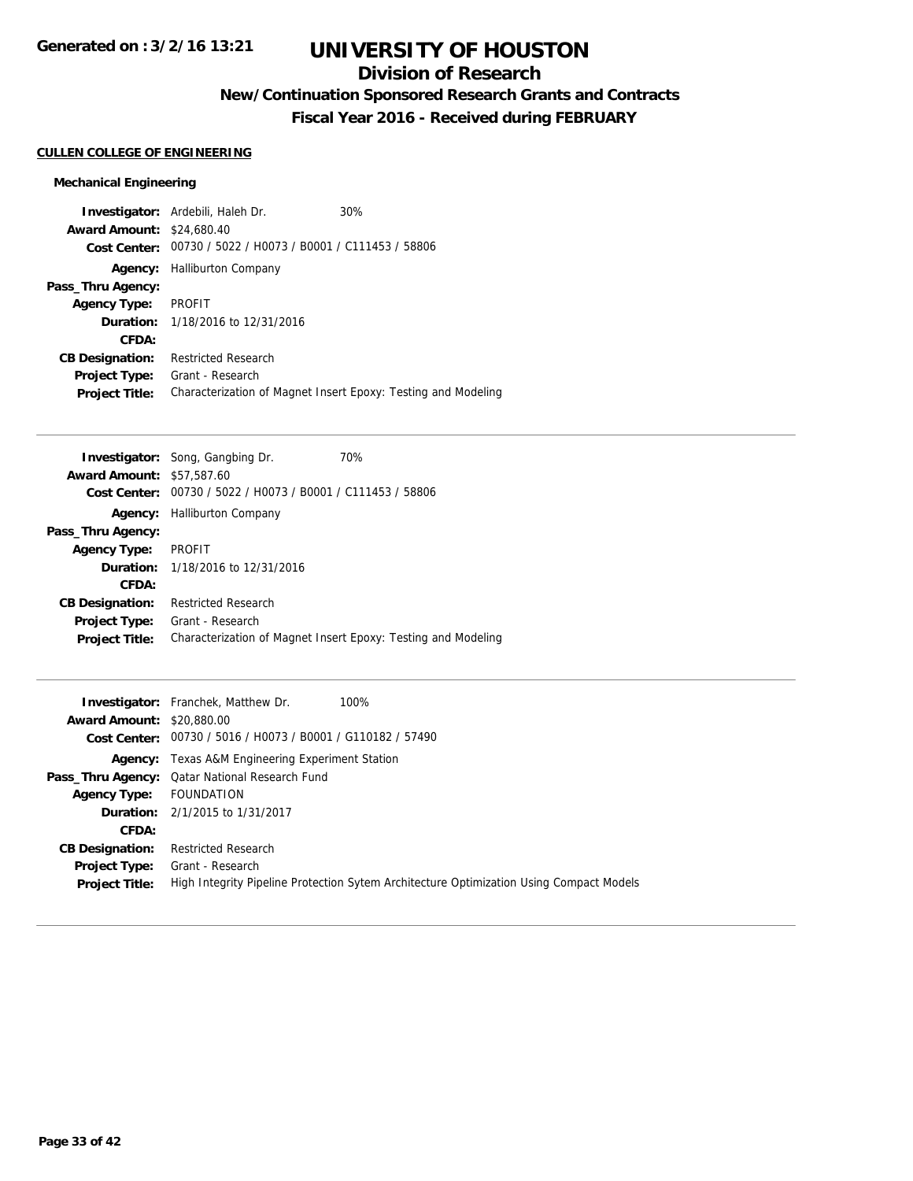# UNIVERSITY OF HOUSTON

## Division of Research

### New/Continuation Sponsored Research Grants and Contracts

### Fiscal Year 2016 - Received during FEBRUARY

Generated on : 3/2/16 13:21

**CULLEN COLLEGE OF ENGINEERING**

#### Mechanical Engineering

**Investigator:** Ardebili, Haleh Dr. 30%
**Award Amount:** $24,680.40
**Cost Center:** 00730 / 5022 / H0073 / B0001 / C111453 / 58806
**Agency:** Halliburton Company
**Pass_Thru Agency:**
**Agency Type:** PROFIT
**Duration:** 1/18/2016 to 12/31/2016
**CFDA:**
**CB Designation:** Restricted Research
**Project Type:** Grant - Research
**Project Title:** Characterization of Magnet Insert Epoxy: Testing and Modeling

---

**Investigator:** Song, Gangbing Dr. 70%
**Award Amount:** $57,587.60
**Cost Center:** 00730 / 5022 / H0073 / B0001 / C111453 / 58806
**Agency:** Halliburton Company
**Pass_Thru Agency:**
**Agency Type:** PROFIT
**Duration:** 1/18/2016 to 12/31/2016
**CFDA:**
**CB Designation:** Restricted Research
**Project Type:** Grant - Research
**Project Title:** Characterization of Magnet Insert Epoxy: Testing and Modeling

---

**Investigator:** Franchek, Matthew Dr. 100%
**Award Amount:** $20,880.00
**Cost Center:** 00730 / 5016 / H0073 / B0001 / G110182 / 57490
**Agency:** Texas A&M Engineering Experiment Station
**Pass_Thru Agency:** Qatar National Research Fund
**Agency Type:** FOUNDATION
**Duration:** 2/1/2015 to 1/31/2017
**CFDA:**
**CB Designation:** Restricted Research
**Project Type:** Grant - Research
**Project Title:** High Integrity Pipeline Protection Sytem Architecture Optimization Using Compact Models

---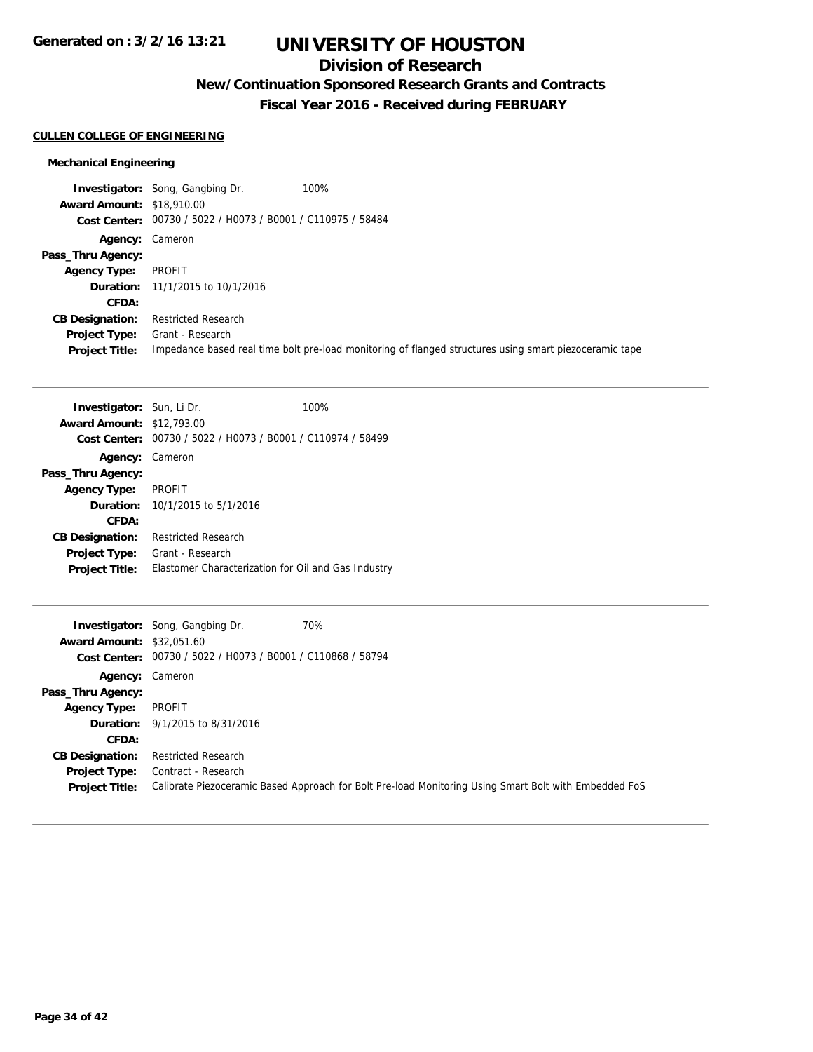# UNIVERSITY OF HOUSTON

## Division of Research

### New/Continuation Sponsored Research Grants and Contracts

### Fiscal Year 2016 - Received during FEBRUARY

**CULLEN COLLEGE OF ENGINEERING**

#### Mechanical Engineering

**Investigator:** Song, Gangbing Dr. 100%
**Award Amount:** $18,910.00
**Cost Center:** 00730 / 5022 / H0073 / B0001 / C110975 / 58484
**Agency:** Cameron
**Pass_Thru Agency:**
**Agency Type:** PROFIT
**Duration:** 11/1/2015 to 10/1/2016
**CFDA:**
**CB Designation:** Restricted Research
**Project Type:** Grant - Research
**Project Title:** Impedance based real time bolt pre-load monitoring of flanged structures using smart piezoceramic tape

---

**Investigator:** Sun, Li Dr. 100%
**Award Amount:** $12,793.00
**Cost Center:** 00730 / 5022 / H0073 / B0001 / C110974 / 58499
**Agency:** Cameron
**Pass_Thru Agency:**
**Agency Type:** PROFIT
**Duration:** 10/1/2015 to 5/1/2016
**CFDA:**
**CB Designation:** Restricted Research
**Project Type:** Grant - Research
**Project Title:** Elastomer Characterization for Oil and Gas Industry

---

**Investigator:** Song, Gangbing Dr. 70%
**Award Amount:** $32,051.60
**Cost Center:** 00730 / 5022 / H0073 / B0001 / C110868 / 58794
**Agency:** Cameron
**Pass_Thru Agency:**
**Agency Type:** PROFIT
**Duration:** 9/1/2015 to 8/31/2016
**CFDA:**
**CB Designation:** Restricted Research
**Project Type:** Contract - Research
**Project Title:** Calibrate Piezoceramic Based Approach for Bolt Pre-load Monitoring Using Smart Bolt with Embedded FoS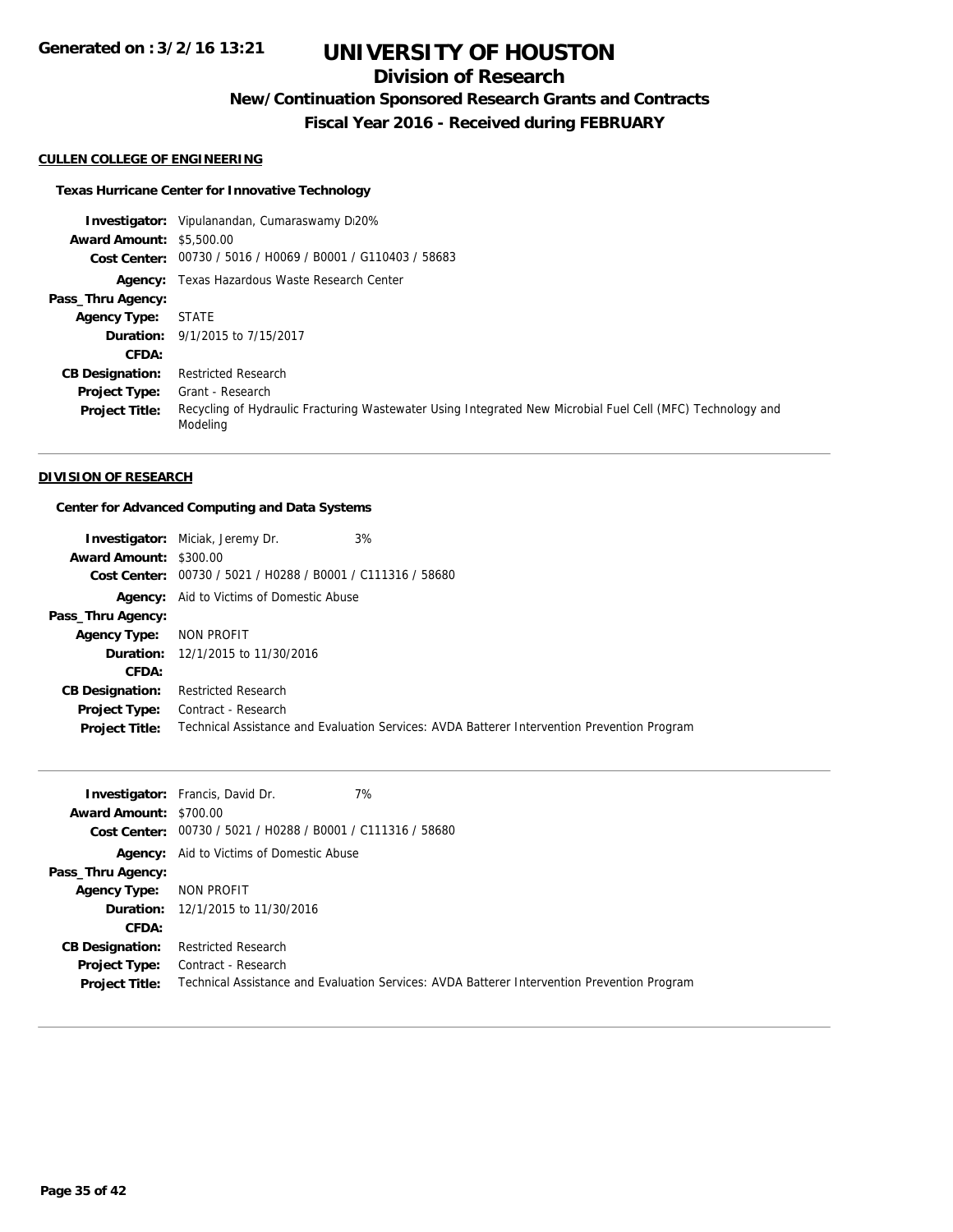# UNIVERSITY OF HOUSTON

## Division of Research

### New/Continuation Sponsored Research Grants and Contracts

### Fiscal Year 2016 - Received during FEBRUARY

**CULLEN COLLEGE OF ENGINEERING**

**Texas Hurricane Center for Innovative Technology**

**Investigator:** Vipulanandan, Cumaraswamy D20%
**Award Amount:** $5,500.00
**Cost Center:** 00730 / 5016 / H0069 / B0001 / G110403 / 58683
**Agency:** Texas Hazardous Waste Research Center
**Pass_Thru Agency:**
**Agency Type:** STATE
**Duration:** 9/1/2015 to 7/15/2017
**CFDA:**
**CB Designation:** Restricted Research
**Project Type:** Grant - Research
**Project Title:** Recycling of Hydraulic Fracturing Wastewater Using Integrated New Microbial Fuel Cell (MFC) Technology and Modeling

---

**DIVISION OF RESEARCH**

**Center for Advanced Computing and Data Systems**

**Investigator:** Miciak, Jeremy Dr. 3%
**Award Amount:** $300.00
**Cost Center:** 00730 / 5021 / H0288 / B0001 / C111316 / 58680
**Agency:** Aid to Victims of Domestic Abuse
**Pass_Thru Agency:**
**Agency Type:** NON PROFIT
**Duration:** 12/1/2015 to 11/30/2016
**CFDA:**
**CB Designation:** Restricted Research
**Project Type:** Contract - Research
**Project Title:** Technical Assistance and Evaluation Services: AVDA Batterer Intervention Prevention Program

---

**Investigator:** Francis, David Dr. 7%
**Award Amount:** $700.00
**Cost Center:** 00730 / 5021 / H0288 / B0001 / C111316 / 58680
**Agency:** Aid to Victims of Domestic Abuse
**Pass_Thru Agency:**
**Agency Type:** NON PROFIT
**Duration:** 12/1/2015 to 11/30/2016
**CFDA:**
**CB Designation:** Restricted Research
**Project Type:** Contract - Research
**Project Title:** Technical Assistance and Evaluation Services: AVDA Batterer Intervention Prevention Program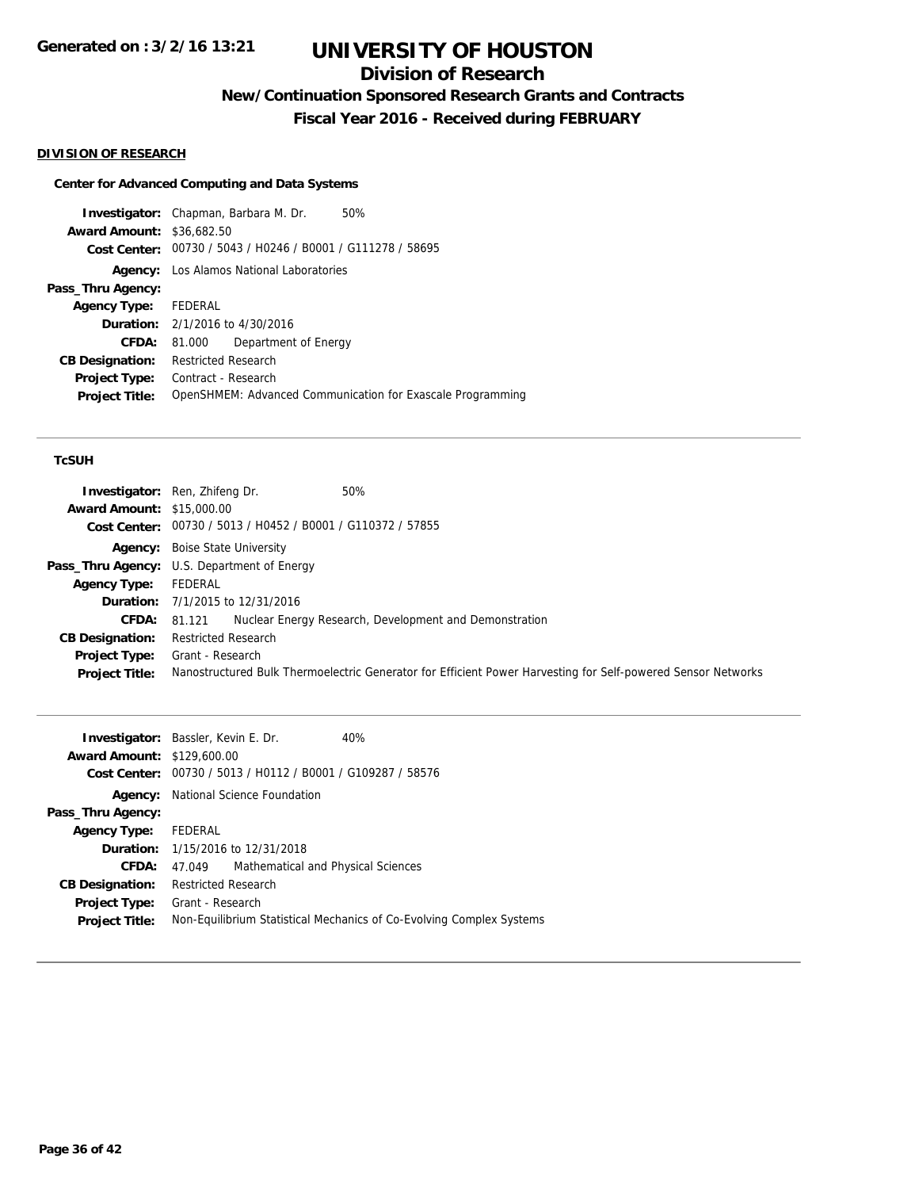# UNIVERSITY OF HOUSTON

## Division of Research

### New/Continuation Sponsored Research Grants and Contracts

### Fiscal Year 2016 - Received during FEBRUARY

Generated on : 3/2/16 13:21

**DIVISION OF RESEARCH**

**Center for Advanced Computing and Data Systems**

**Investigator:** Chapman, Barbara M. Dr. 50%
**Award Amount:** $36,682.50
**Cost Center:** 00730 / 5043 / H0246 / B0001 / G111278 / 58695
**Agency:** Los Alamos National Laboratories
**Pass_Thru Agency:**
**Agency Type:** FEDERAL
**Duration:** 2/1/2016 to 4/30/2016
**CFDA:** 81.000 Department of Energy
**CB Designation:** Restricted Research
**Project Type:** Contract - Research
**Project Title:** OpenSHMEM: Advanced Communication for Exascale Programming

---

**TcSUH**

**Investigator:** Ren, Zhifeng Dr. 50%
**Award Amount:** $15,000.00
**Cost Center:** 00730 / 5013 / H0452 / B0001 / G110372 / 57855
**Agency:** Boise State University
**Pass_Thru Agency:** U.S. Department of Energy
**Agency Type:** FEDERAL
**Duration:** 7/1/2015 to 12/31/2016
**CFDA:** 81.121 Nuclear Energy Research, Development and Demonstration
**CB Designation:** Restricted Research
**Project Type:** Grant - Research
**Project Title:** Nanostructured Bulk Thermoelectric Generator for Efficient Power Harvesting for Self-powered Sensor Networks

---

**Investigator:** Bassler, Kevin E. Dr. 40%
**Award Amount:** $129,600.00
**Cost Center:** 00730 / 5013 / H0112 / B0001 / G109287 / 58576
**Agency:** National Science Foundation
**Pass_Thru Agency:**
**Agency Type:** FEDERAL
**Duration:** 1/15/2016 to 12/31/2018
**CFDA:** 47.049 Mathematical and Physical Sciences
**CB Designation:** Restricted Research
**Project Type:** Grant - Research
**Project Title:** Non-Equilibrium Statistical Mechanics of Co-Evolving Complex Systems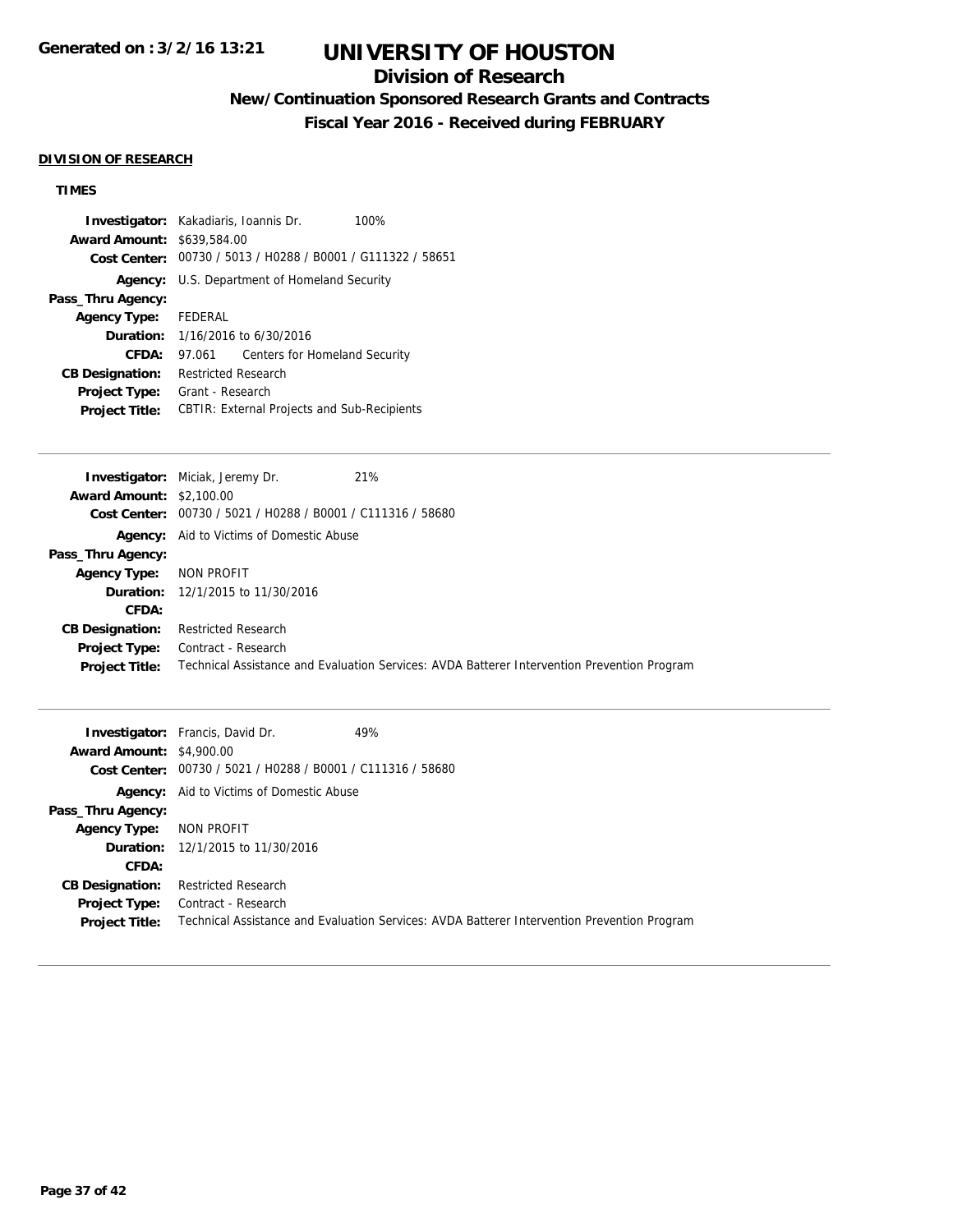# UNIVERSITY OF HOUSTON

## Division of Research

### New/Continuation Sponsored Research Grants and Contracts

### Fiscal Year 2016 - Received during FEBRUARY

Generated on : 3/2/16 13:21

**DIVISION OF RESEARCH**

**TIMES**

**Investigator:** Kakadiaris, Ioannis Dr. 100%
**Award Amount:** $639,584.00
**Cost Center:** 00730 / 5013 / H0288 / B0001 / G111322 / 58651
**Agency:** U.S. Department of Homeland Security
**Pass_Thru Agency:**
**Agency Type:** FEDERAL
**Duration:** 1/16/2016 to 6/30/2016
**CFDA:** 97.061 Centers for Homeland Security
**CB Designation:** Restricted Research
**Project Type:** Grant - Research
**Project Title:** CBTIR: External Projects and Sub-Recipients

---

**Investigator:** Miciak, Jeremy Dr. 21%
**Award Amount:** $2,100.00
**Cost Center:** 00730 / 5021 / H0288 / B0001 / C111316 / 58680
**Agency:** Aid to Victims of Domestic Abuse
**Pass_Thru Agency:**
**Agency Type:** NON PROFIT
**Duration:** 12/1/2015 to 11/30/2016
**CFDA:**
**CB Designation:** Restricted Research
**Project Type:** Contract - Research
**Project Title:** Technical Assistance and Evaluation Services: AVDA Batterer Intervention Prevention Program

---

**Investigator:** Francis, David Dr. 49%
**Award Amount:** $4,900.00
**Cost Center:** 00730 / 5021 / H0288 / B0001 / C111316 / 58680
**Agency:** Aid to Victims of Domestic Abuse
**Pass_Thru Agency:**
**Agency Type:** NON PROFIT
**Duration:** 12/1/2015 to 11/30/2016
**CFDA:**
**CB Designation:** Restricted Research
**Project Type:** Contract - Research
**Project Title:** Technical Assistance and Evaluation Services: AVDA Batterer Intervention Prevention Program

---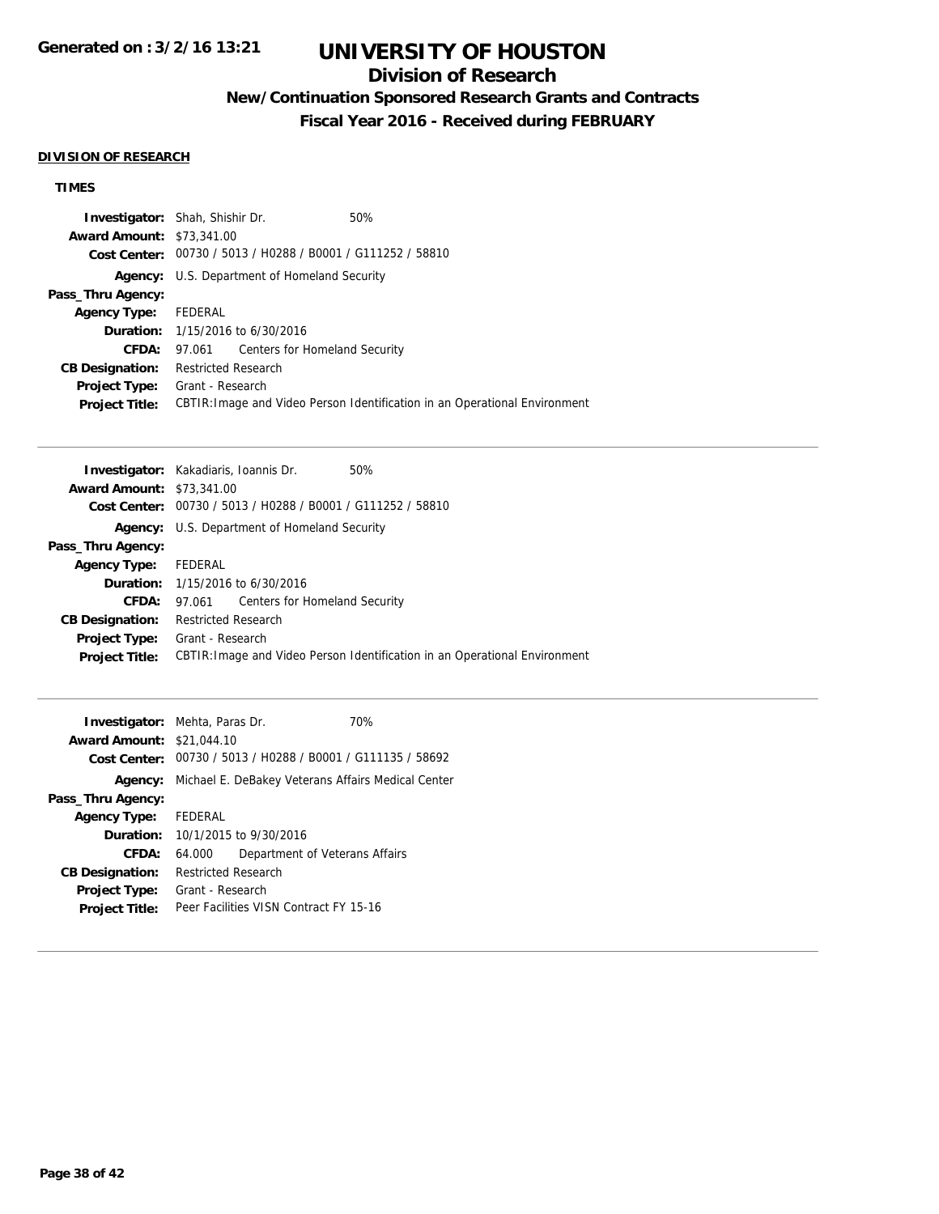# UNIVERSITY OF HOUSTON

## Division of Research

### New/Continuation Sponsored Research Grants and Contracts

### Fiscal Year 2016 - Received during FEBRUARY

**DIVISION OF RESEARCH**

**TIMES**

**Investigator:** Shah, Shishir Dr. 50%
**Award Amount:** $73,341.00
**Cost Center:** 00730 / 5013 / H0288 / B0001 / G111252 / 58810
**Agency:** U.S. Department of Homeland Security
**Pass_Thru Agency:**
**Agency Type:** FEDERAL
**Duration:** 1/15/2016 to 6/30/2016
**CFDA:** 97.061 Centers for Homeland Security
**CB Designation:** Restricted Research
**Project Type:** Grant - Research
**Project Title:** CBTIR:Image and Video Person Identification in an Operational Environment

---

**Investigator:** Kakadiaris, Ioannis Dr. 50%
**Award Amount:** $73,341.00
**Cost Center:** 00730 / 5013 / H0288 / B0001 / G111252 / 58810
**Agency:** U.S. Department of Homeland Security
**Pass_Thru Agency:**
**Agency Type:** FEDERAL
**Duration:** 1/15/2016 to 6/30/2016
**CFDA:** 97.061 Centers for Homeland Security
**CB Designation:** Restricted Research
**Project Type:** Grant - Research
**Project Title:** CBTIR:Image and Video Person Identification in an Operational Environment

---

**Investigator:** Mehta, Paras Dr. 70%
**Award Amount:** $21,044.10
**Cost Center:** 00730 / 5013 / H0288 / B0001 / G111135 / 58692
**Agency:** Michael E. DeBakey Veterans Affairs Medical Center
**Pass_Thru Agency:**
**Agency Type:** FEDERAL
**Duration:** 10/1/2015 to 9/30/2016
**CFDA:** 64.000 Department of Veterans Affairs
**CB Designation:** Restricted Research
**Project Type:** Grant - Research
**Project Title:** Peer Facilities VISN Contract FY 15-16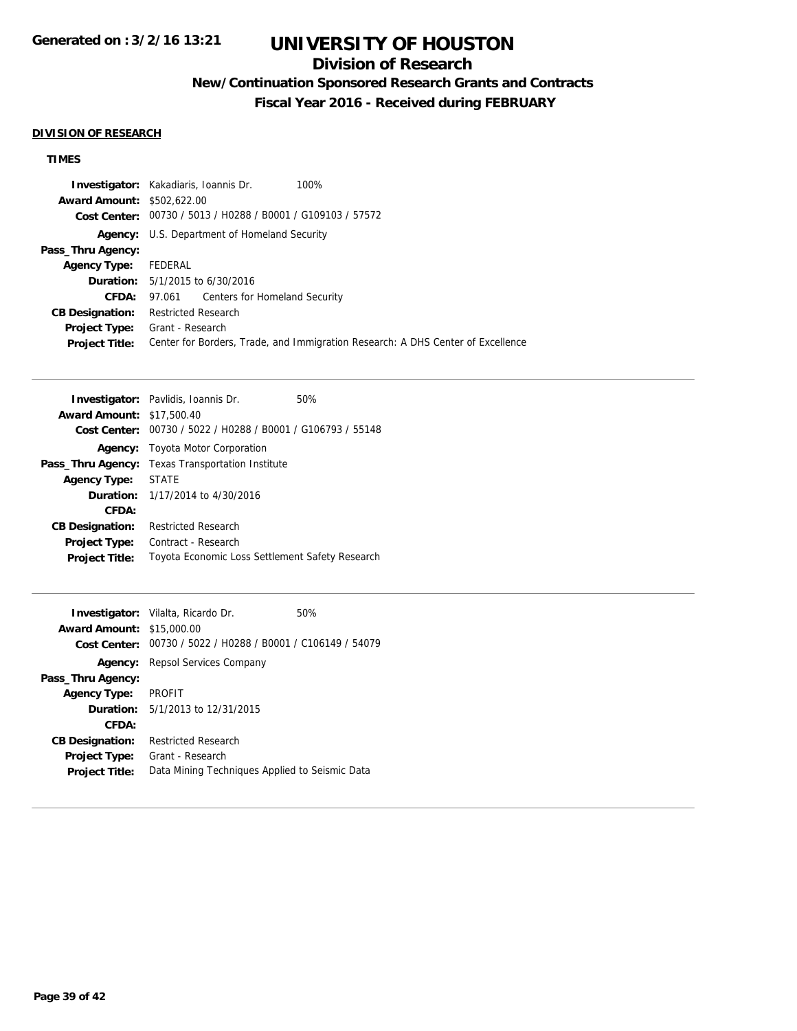# UNIVERSITY OF HOUSTON

## Division of Research

### New/Continuation Sponsored Research Grants and Contracts

### Fiscal Year 2016 - Received during FEBRUARY

**DIVISION OF RESEARCH**

**TIMES**

**Investigator:** Kakadiaris, Ioannis Dr. 100%
**Award Amount:** $502,622.00
**Cost Center:** 00730 / 5013 / H0288 / B0001 / G109103 / 57572
**Agency:** U.S. Department of Homeland Security
**Pass_Thru Agency:**
**Agency Type:** FEDERAL
**Duration:** 5/1/2015 to 6/30/2016
**CFDA:** 97.061 Centers for Homeland Security
**CB Designation:** Restricted Research
**Project Type:** Grant - Research
**Project Title:** Center for Borders, Trade, and Immigration Research: A DHS Center of Excellence

---

**Investigator:** Pavlidis, Ioannis Dr. 50%
**Award Amount:** $17,500.40
**Cost Center:** 00730 / 5022 / H0288 / B0001 / G106793 / 55148
**Agency:** Toyota Motor Corporation
**Pass_Thru Agency:** Texas Transportation Institute
**Agency Type:** STATE
**Duration:** 1/17/2014 to 4/30/2016
**CFDA:**
**CB Designation:** Restricted Research
**Project Type:** Contract - Research
**Project Title:** Toyota Economic Loss Settlement Safety Research

---

**Investigator:** Vilalta, Ricardo Dr. 50%
**Award Amount:** $15,000.00
**Cost Center:** 00730 / 5022 / H0288 / B0001 / C106149 / 54079
**Agency:** Repsol Services Company
**Pass_Thru Agency:**
**Agency Type:** PROFIT
**Duration:** 5/1/2013 to 12/31/2015
**CFDA:**
**CB Designation:** Restricted Research
**Project Type:** Grant - Research
**Project Title:** Data Mining Techniques Applied to Seismic Data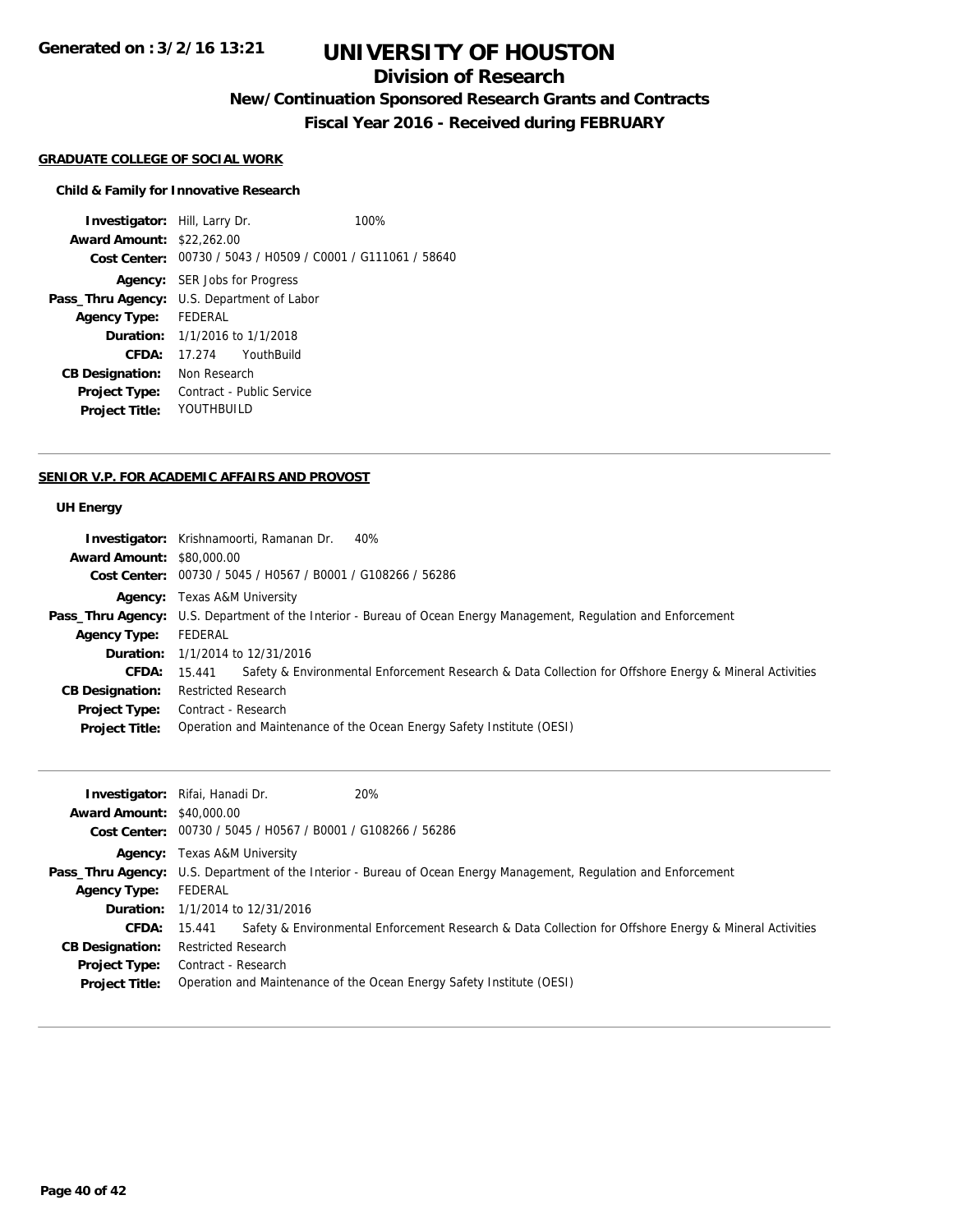# UNIVERSITY OF HOUSTON

## Division of Research

### New/Continuation Sponsored Research Grants and Contracts

### Fiscal Year 2016 - Received during FEBRUARY

Generated on : 3/2/16 13:21

**GRADUATE COLLEGE OF SOCIAL WORK**

**Child & Family for Innovative Research**

| | |
|---|---|
| **Investigator:** | Hill, Larry Dr. 100% |
| **Award Amount:** | $22,262.00 |
| **Cost Center:** | 00730 / 5043 / H0509 / C0001 / G111061 / 58640 |
| **Agency:** | SER Jobs for Progress |
| **Pass_Thru Agency:** | U.S. Department of Labor |
| **Agency Type:** | FEDERAL |
| **Duration:** | 1/1/2016 to 1/1/2018 |
| **CFDA:** | 17.274 YouthBuild |
| **CB Designation:** | Non Research |
| **Project Type:** | Contract - Public Service |
| **Project Title:** | YOUTHBUILD |

---

**SENIOR V.P. FOR ACADEMIC AFFAIRS AND PROVOST**

**UH Energy**

| | |
|---|---|
| **Investigator:** | Krishnamoorti, Ramanan Dr. 40% |
| **Award Amount:** | $80,000.00 |
| **Cost Center:** | 00730 / 5045 / H0567 / B0001 / G108266 / 56286 |
| **Agency:** | Texas A&M University |
| **Pass_Thru Agency:** | U.S. Department of the Interior - Bureau of Ocean Energy Management, Regulation and Enforcement |
| **Agency Type:** | FEDERAL |
| **Duration:** | 1/1/2014 to 12/31/2016 |
| **CFDA:** | 15.441 Safety & Environmental Enforcement Research & Data Collection for Offshore Energy & Mineral Activities |
| **CB Designation:** | Restricted Research |
| **Project Type:** | Contract - Research |
| **Project Title:** | Operation and Maintenance of the Ocean Energy Safety Institute (OESI) |

---

| | |
|---|---|
| **Investigator:** | Rifai, Hanadi Dr. 20% |
| **Award Amount:** | $40,000.00 |
| **Cost Center:** | 00730 / 5045 / H0567 / B0001 / G108266 / 56286 |
| **Agency:** | Texas A&M University |
| **Pass_Thru Agency:** | U.S. Department of the Interior - Bureau of Ocean Energy Management, Regulation and Enforcement |
| **Agency Type:** | FEDERAL |
| **Duration:** | 1/1/2014 to 12/31/2016 |
| **CFDA:** | 15.441 Safety & Environmental Enforcement Research & Data Collection for Offshore Energy & Mineral Activities |
| **CB Designation:** | Restricted Research |
| **Project Type:** | Contract - Research |
| **Project Title:** | Operation and Maintenance of the Ocean Energy Safety Institute (OESI) |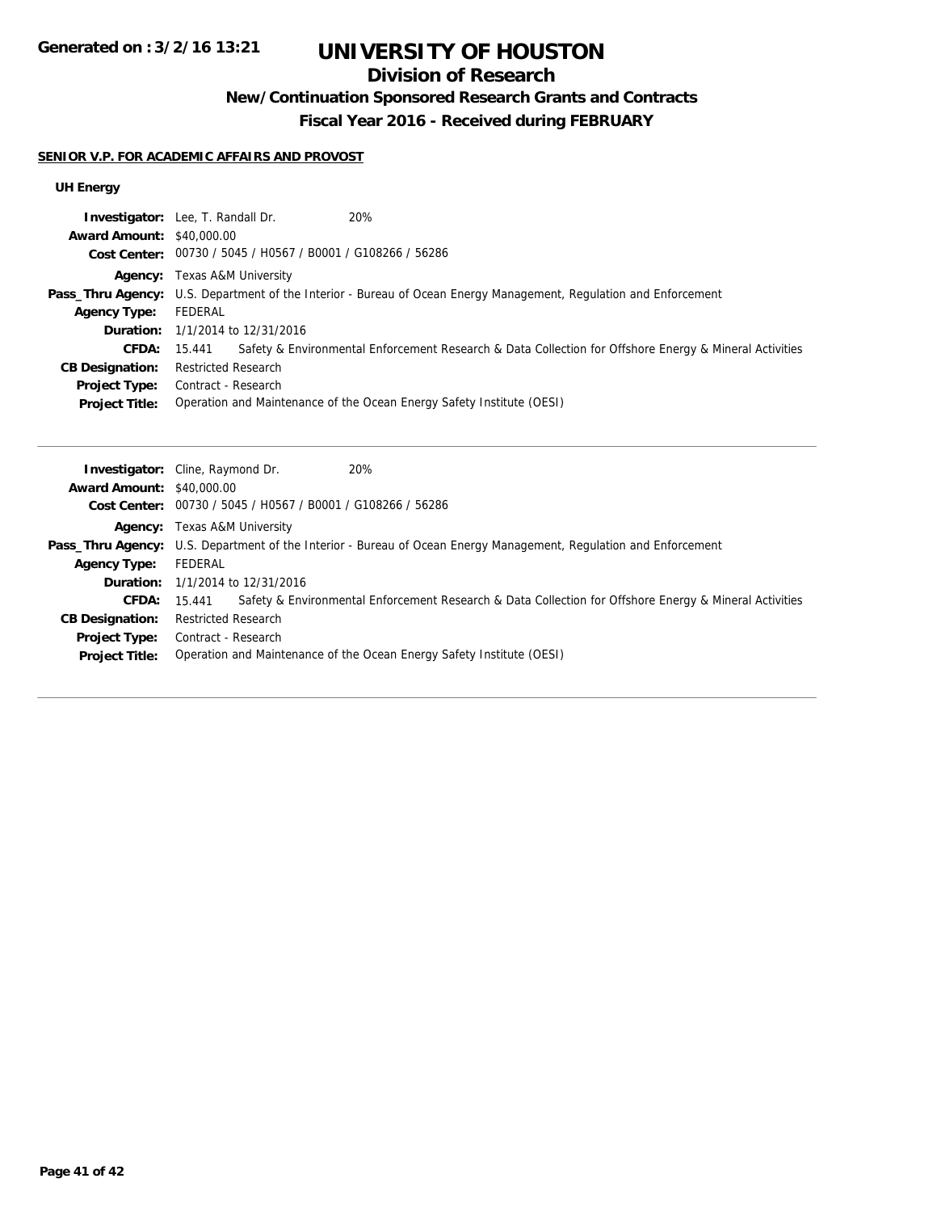# UNIVERSITY OF HOUSTON

## Division of Research

### New/Continuation Sponsored Research Grants and Contracts

### Fiscal Year 2016 - Received during FEBRUARY

Generated on : 3/2/16 13:21

**SENIOR V.P. FOR ACADEMIC AFFAIRS AND PROVOST**

**UH Energy**

**Investigator:** Lee, T. Randall Dr. 20%
**Award Amount:** $40,000.00
**Cost Center:** 00730 / 5045 / H0567 / B0001 / G108266 / 56286
**Agency:** Texas A&M University
**Pass_Thru Agency:** U.S. Department of the Interior - Bureau of Ocean Energy Management, Regulation and Enforcement
**Agency Type:** FEDERAL
**Duration:** 1/1/2014 to 12/31/2016
**CFDA:** 15.441 Safety & Environmental Enforcement Research & Data Collection for Offshore Energy & Mineral Activities
**CB Designation:** Restricted Research
**Project Type:** Contract - Research
**Project Title:** Operation and Maintenance of the Ocean Energy Safety Institute (OESI)

---

**Investigator:** Cline, Raymond Dr. 20%
**Award Amount:** $40,000.00
**Cost Center:** 00730 / 5045 / H0567 / B0001 / G108266 / 56286
**Agency:** Texas A&M University
**Pass_Thru Agency:** U.S. Department of the Interior - Bureau of Ocean Energy Management, Regulation and Enforcement
**Agency Type:** FEDERAL
**Duration:** 1/1/2014 to 12/31/2016
**CFDA:** 15.441 Safety & Environmental Enforcement Research & Data Collection for Offshore Energy & Mineral Activities
**CB Designation:** Restricted Research
**Project Type:** Contract - Research
**Project Title:** Operation and Maintenance of the Ocean Energy Safety Institute (OESI)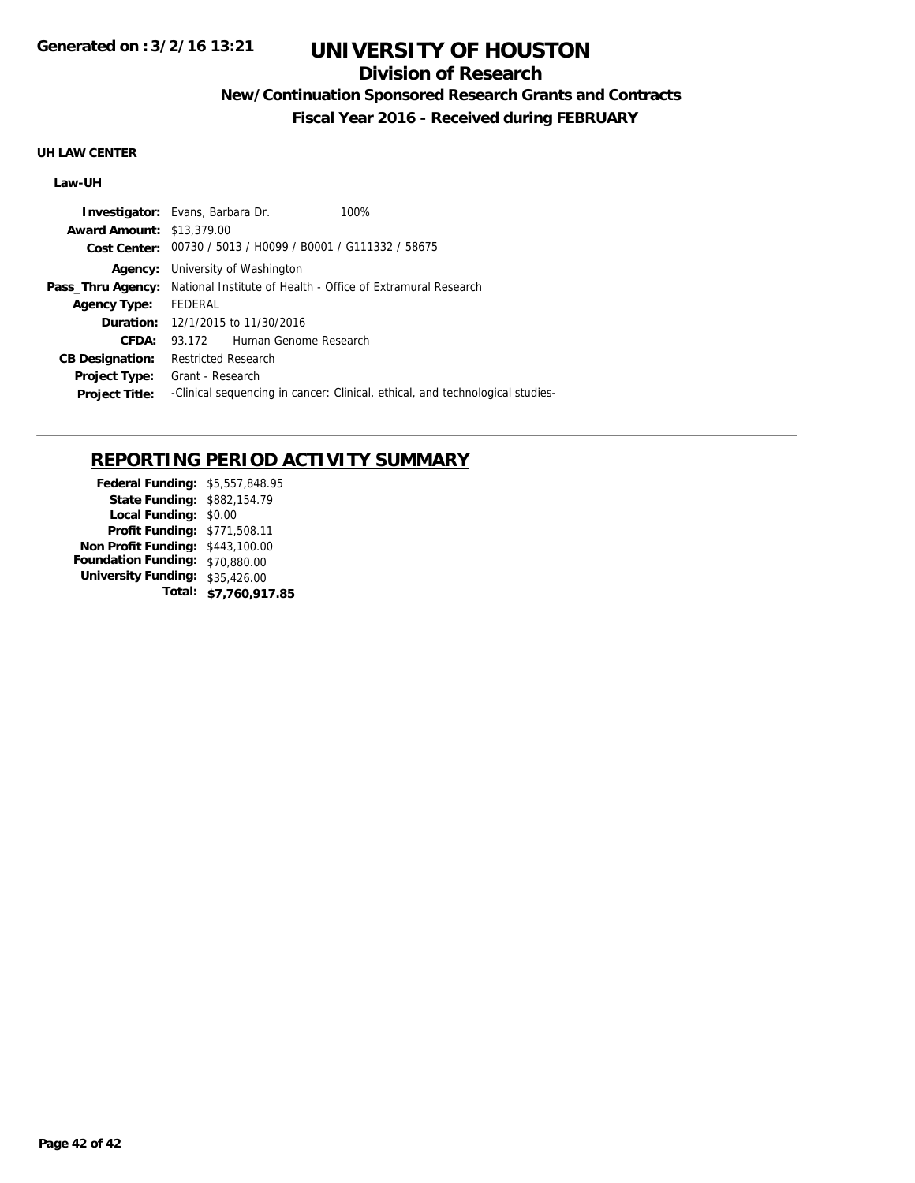# UNIVERSITY OF HOUSTON

## Division of Research

### New/Continuation Sponsored Research Grants and Contracts

### Fiscal Year 2016 - Received during FEBRUARY

**UH LAW CENTER**

**Law-UH**

| | |
|---|---|
| **Investigator:** | Evans, Barbara Dr. 100% |
| **Award Amount:** | $13,379.00 |
| **Cost Center:** | 00730 / 5013 / H0099 / B0001 / G111332 / 58675 |
| **Agency:** | University of Washington |
| **Pass_Thru Agency:** | National Institute of Health - Office of Extramural Research |
| **Agency Type:** | FEDERAL |
| **Duration:** | 12/1/2015 to 11/30/2016 |
| **CFDA:** | 93.172 Human Genome Research |
| **CB Designation:** | Restricted Research |
| **Project Type:** | Grant - Research |
| **Project Title:** | -Clinical sequencing in cancer: Clinical, ethical, and technological studies- |

## REPORTING PERIOD ACTIVITY SUMMARY

| | |
|---|---|
| **Federal Funding:** | $5,557,848.95 |
| **State Funding:** | $882,154.79 |
| **Local Funding:** | $0.00 |
| **Profit Funding:** | $771,508.11 |
| **Non Profit Funding:** | $443,100.00 |
| **Foundation Funding:** | $70,880.00 |
| **University Funding:** | $35,426.00 |
| **Total:** | **$7,760,917.85** |